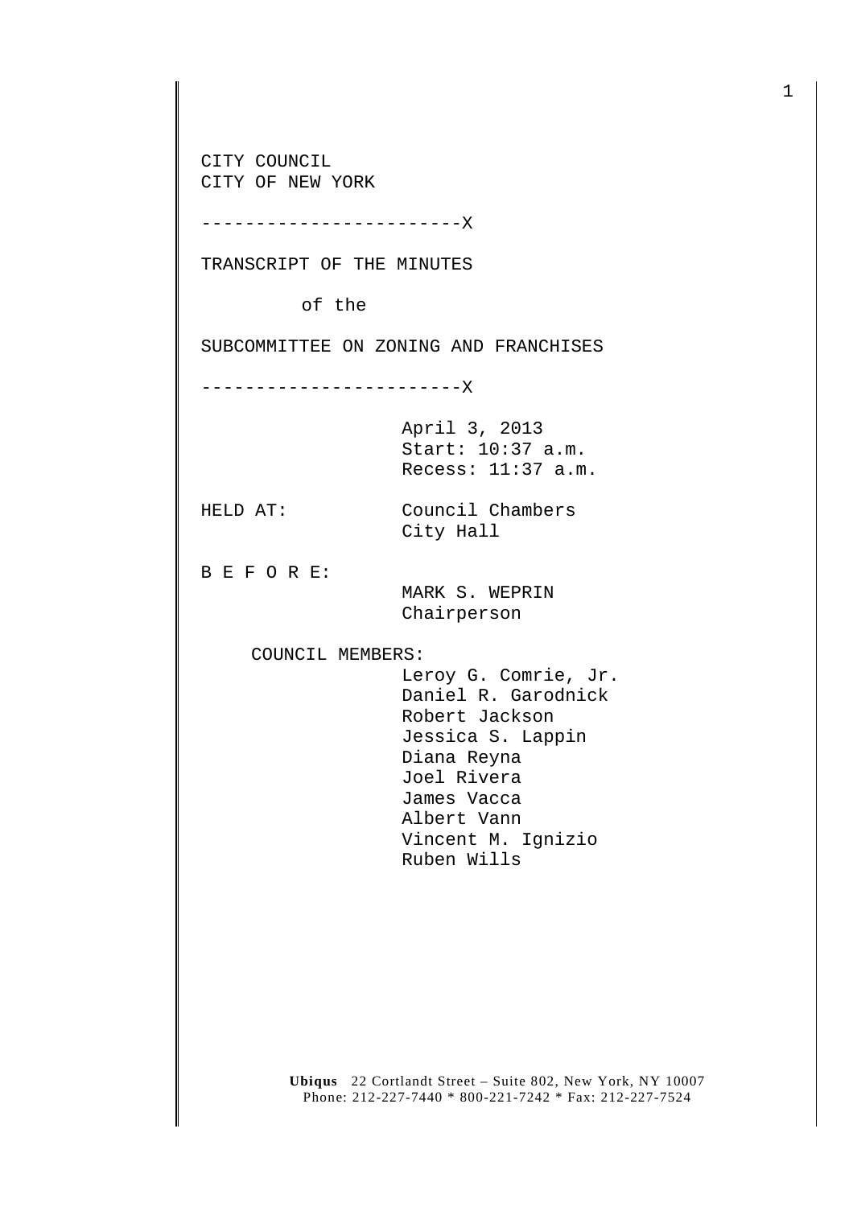CITY COUNCIL
CITY OF NEW YORK

------------------------X

TRANSCRIPT OF THE MINUTES

of the

SUBCOMMITTEE ON ZONING AND FRANCHISES

------------------------X

April 3, 2013
Start: 10:37 a.m.
Recess: 11:37 a.m.

HELD AT: Council Chambers
City Hall

B E F O R E:
MARK S. WEPRIN
Chairperson

COUNCIL MEMBERS:
Leroy G. Comrie, Jr.
Daniel R. Garodnick
Robert Jackson
Jessica S. Lappin
Diana Reyna
Joel Rivera
James Vacca
Albert Vann
Vincent M. Ignizio
Ruben Wills

**Ubiqus** 22 Cortlandt Street – Suite 802, New York, NY 10007
Phone: 212-227-7440 * 800-221-7242 * Fax: 212-227-7524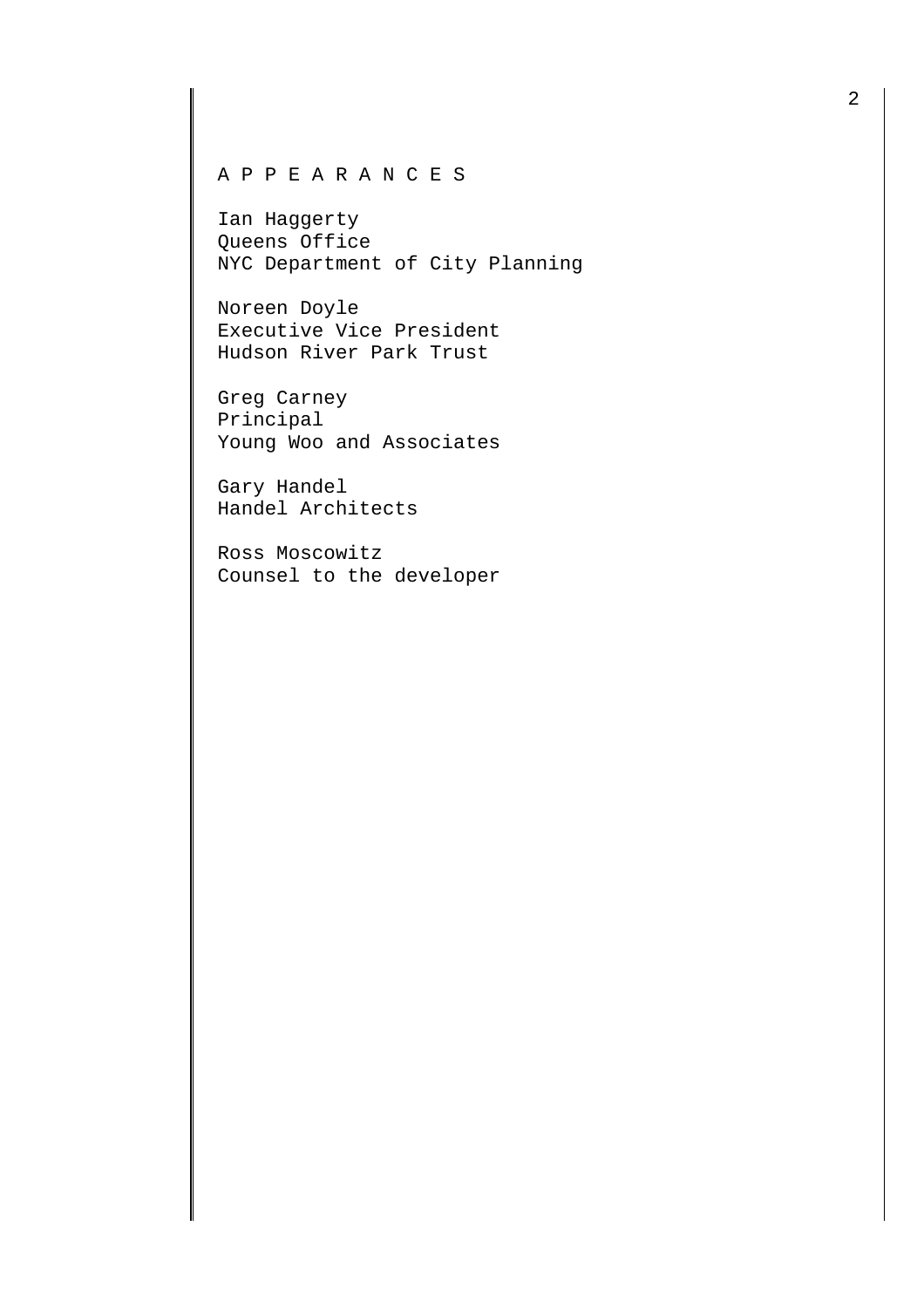A P P E A R A N C E S

Ian Haggerty
Queens Office
NYC Department of City Planning

Noreen Doyle
Executive Vice President
Hudson River Park Trust

Greg Carney
Principal
Young Woo and Associates

Gary Handel
Handel Architects

Ross Moscowitz
Counsel to the developer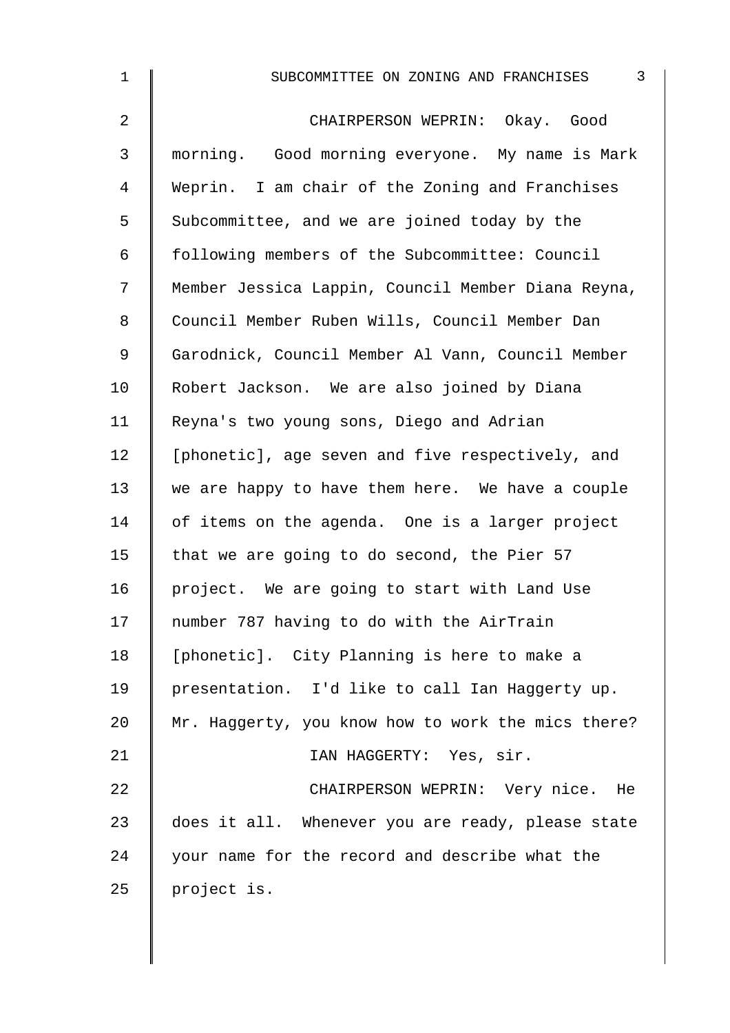CHAIRPERSON WEPRIN: Okay. Good morning. Good morning everyone. My name is Mark Weprin. I am chair of the Zoning and Franchises Subcommittee, and we are joined today by the following members of the Subcommittee: Council Member Jessica Lappin, Council Member Diana Reyna, Council Member Ruben Wills, Council Member Dan Garodnick, Council Member Al Vann, Council Member Robert Jackson. We are also joined by Diana Reyna's two young sons, Diego and Adrian [phonetic], age seven and five respectively, and we are happy to have them here. We have a couple of items on the agenda. One is a larger project that we are going to do second, the Pier 57 project. We are going to start with Land Use number 787 having to do with the AirTrain [phonetic]. City Planning is here to make a presentation. I'd like to call Ian Haggerty up. Mr. Haggerty, you know how to work the mics there?

IAN HAGGERTY: Yes, sir.

CHAIRPERSON WEPRIN: Very nice. He does it all. Whenever you are ready, please state your name for the record and describe what the project is.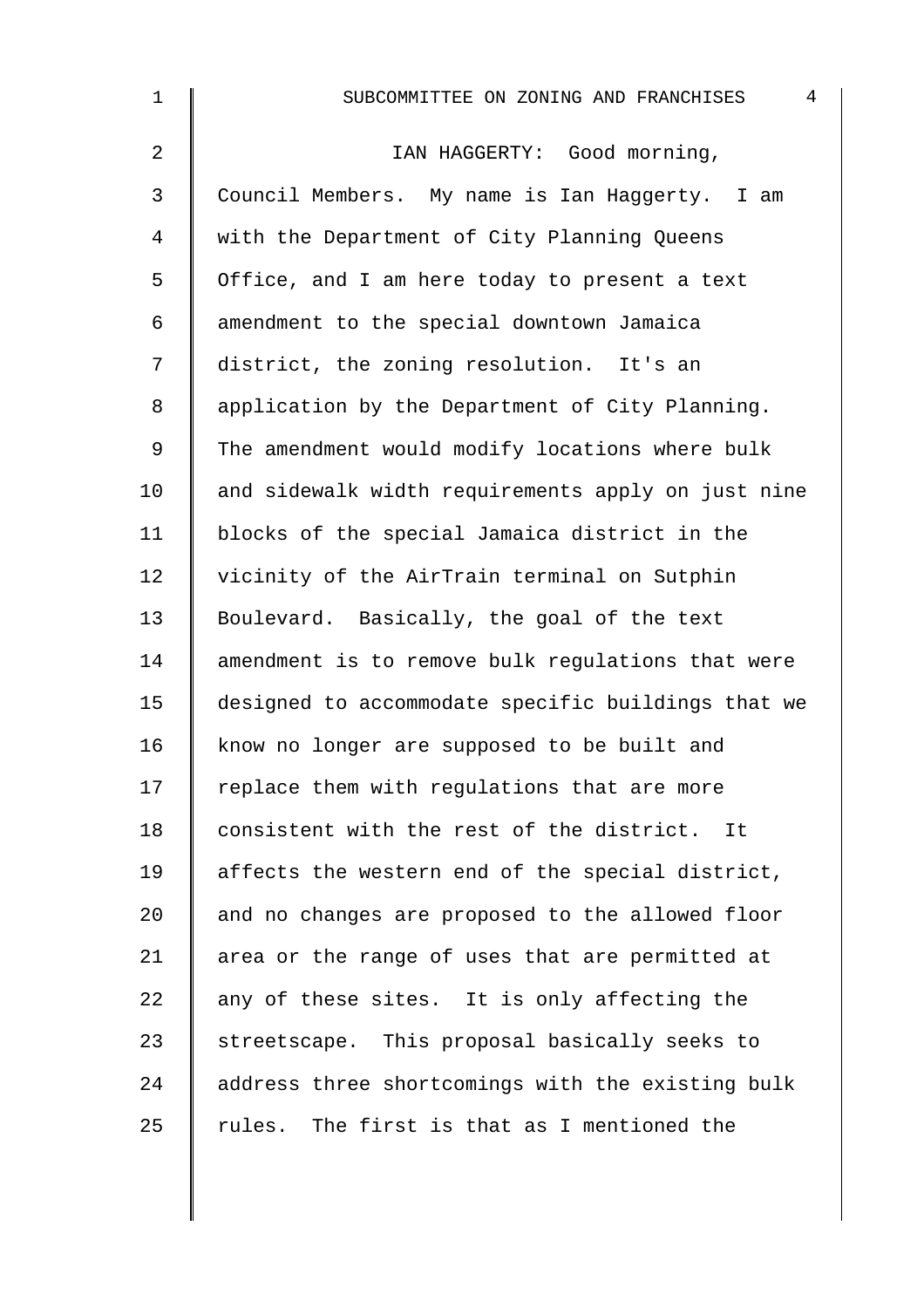IAN HAGGERTY: Good morning, Council Members. My name is Ian Haggerty. I am with the Department of City Planning Queens Office, and I am here today to present a text amendment to the special downtown Jamaica district, the zoning resolution. It's an application by the Department of City Planning. The amendment would modify locations where bulk and sidewalk width requirements apply on just nine blocks of the special Jamaica district in the vicinity of the AirTrain terminal on Sutphin Boulevard. Basically, the goal of the text amendment is to remove bulk regulations that were designed to accommodate specific buildings that we know no longer are supposed to be built and replace them with regulations that are more consistent with the rest of the district. It affects the western end of the special district, and no changes are proposed to the allowed floor area or the range of uses that are permitted at any of these sites. It is only affecting the streetscape. This proposal basically seeks to address three shortcomings with the existing bulk rules. The first is that as I mentioned the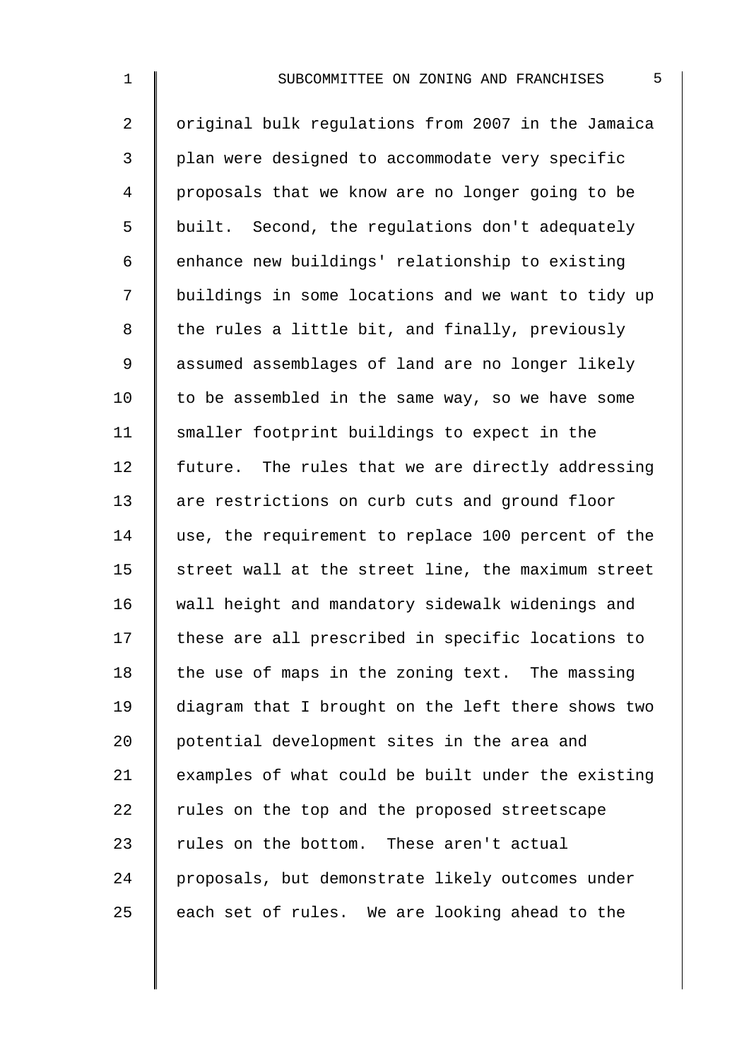original bulk regulations from 2007 in the Jamaica plan were designed to accommodate very specific proposals that we know are no longer going to be built. Second, the regulations don't adequately enhance new buildings' relationship to existing buildings in some locations and we want to tidy up the rules a little bit, and finally, previously assumed assemblages of land are no longer likely to be assembled in the same way, so we have some smaller footprint buildings to expect in the future. The rules that we are directly addressing are restrictions on curb cuts and ground floor use, the requirement to replace 100 percent of the street wall at the street line, the maximum street wall height and mandatory sidewalk widenings and these are all prescribed in specific locations to the use of maps in the zoning text. The massing diagram that I brought on the left there shows two potential development sites in the area and examples of what could be built under the existing rules on the top and the proposed streetscape rules on the bottom. These aren't actual proposals, but demonstrate likely outcomes under each set of rules. We are looking ahead to the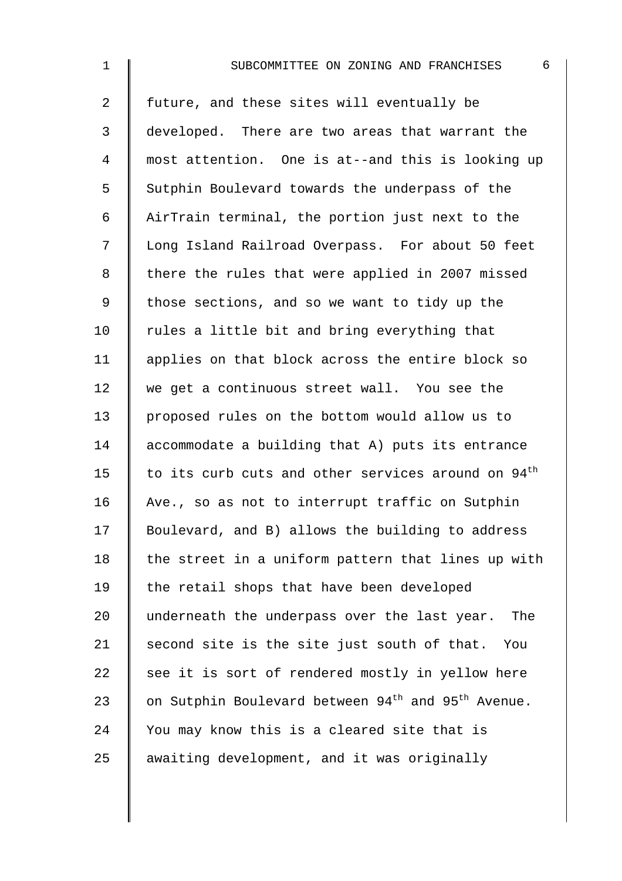future, and these sites will eventually be developed. There are two areas that warrant the most attention. One is at--and this is looking up Sutphin Boulevard towards the underpass of the AirTrain terminal, the portion just next to the Long Island Railroad Overpass. For about 50 feet there the rules that were applied in 2007 missed those sections, and so we want to tidy up the rules a little bit and bring everything that applies on that block across the entire block so we get a continuous street wall. You see the proposed rules on the bottom would allow us to accommodate a building that A) puts its entrance to its curb cuts and other services around on 94th Ave., so as not to interrupt traffic on Sutphin Boulevard, and B) allows the building to address the street in a uniform pattern that lines up with the retail shops that have been developed underneath the underpass over the last year. The second site is the site just south of that. You see it is sort of rendered mostly in yellow here on Sutphin Boulevard between 94th and 95th Avenue. You may know this is a cleared site that is awaiting development, and it was originally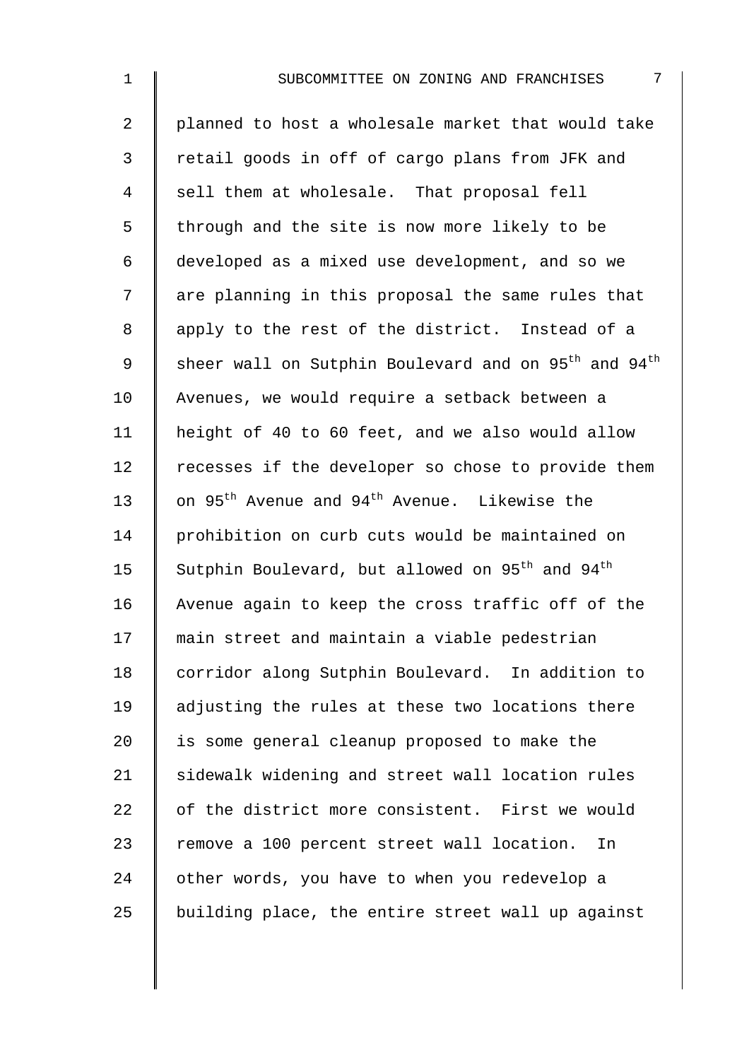planned to host a wholesale market that would take retail goods in off of cargo plans from JFK and sell them at wholesale. That proposal fell through and the site is now more likely to be developed as a mixed use development, and so we are planning in this proposal the same rules that apply to the rest of the district. Instead of a sheer wall on Sutphin Boulevard and on 95th and 94th Avenues, we would require a setback between a height of 40 to 60 feet, and we also would allow recesses if the developer so chose to provide them on 95th Avenue and 94th Avenue. Likewise the prohibition on curb cuts would be maintained on Sutphin Boulevard, but allowed on 95th and 94th Avenue again to keep the cross traffic off of the main street and maintain a viable pedestrian corridor along Sutphin Boulevard. In addition to adjusting the rules at these two locations there is some general cleanup proposed to make the sidewalk widening and street wall location rules of the district more consistent. First we would remove a 100 percent street wall location. In other words, you have to when you redevelop a building place, the entire street wall up against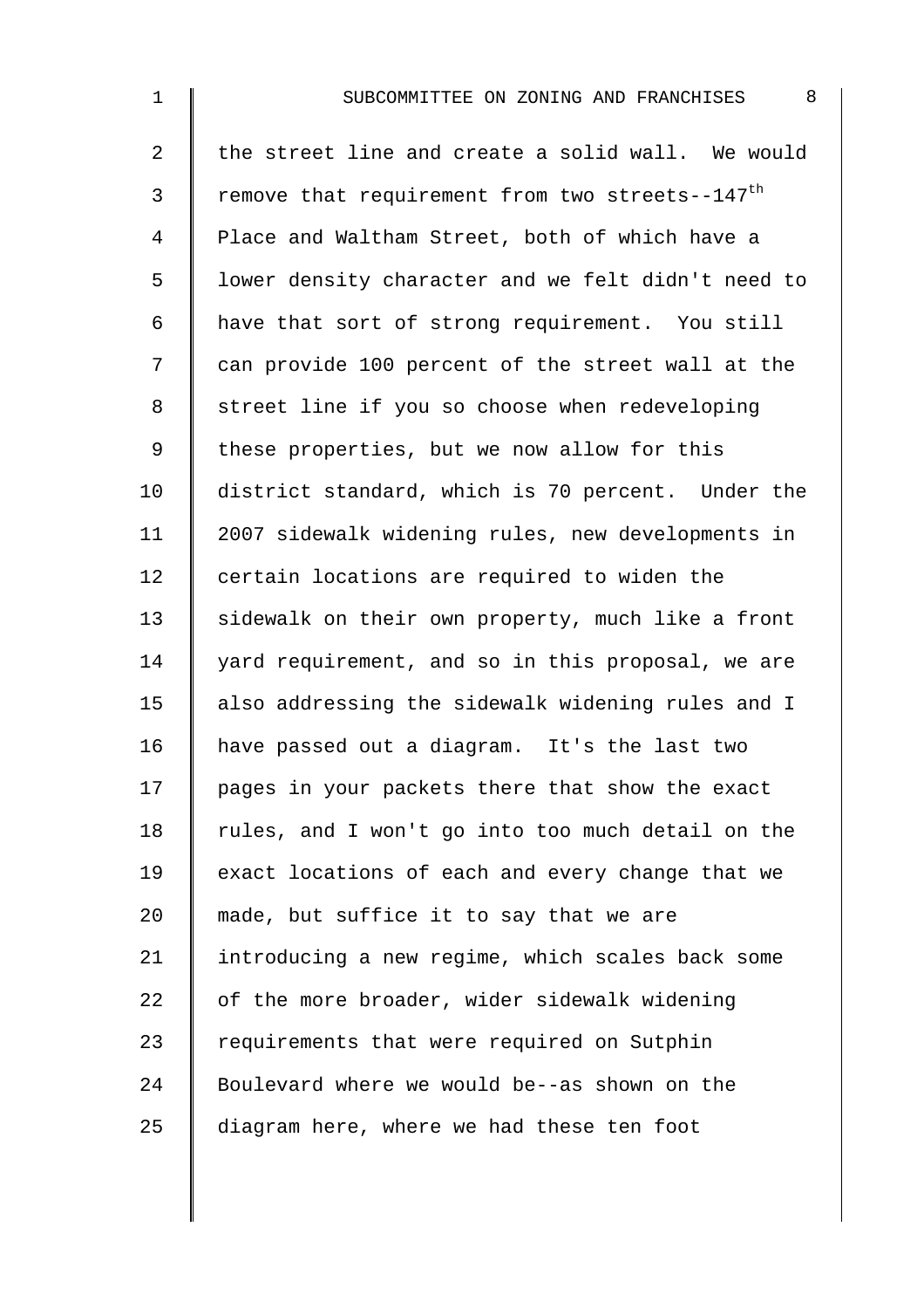the street line and create a solid wall. We would remove that requirement from two streets--147th Place and Waltham Street, both of which have a lower density character and we felt didn't need to have that sort of strong requirement. You still can provide 100 percent of the street wall at the street line if you so choose when redeveloping these properties, but we now allow for this district standard, which is 70 percent. Under the 2007 sidewalk widening rules, new developments in certain locations are required to widen the sidewalk on their own property, much like a front yard requirement, and so in this proposal, we are also addressing the sidewalk widening rules and I have passed out a diagram. It's the last two pages in your packets there that show the exact rules, and I won't go into too much detail on the exact locations of each and every change that we made, but suffice it to say that we are introducing a new regime, which scales back some of the more broader, wider sidewalk widening requirements that were required on Sutphin Boulevard where we would be--as shown on the diagram here, where we had these ten foot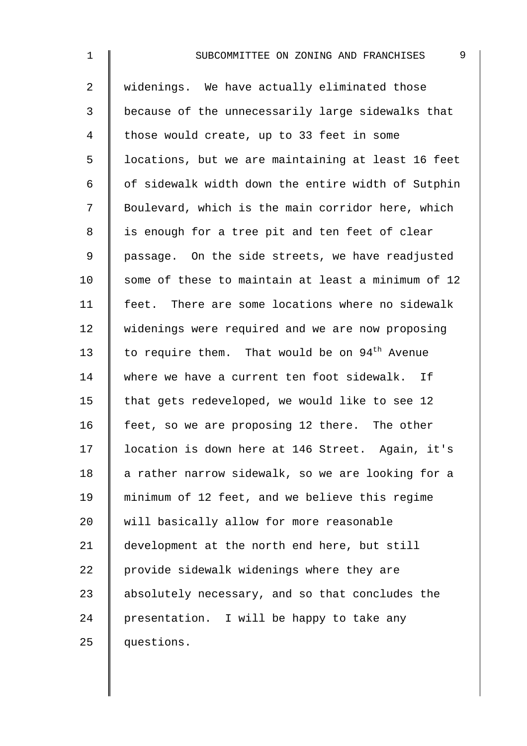widenings. We have actually eliminated those because of the unnecessarily large sidewalks that those would create, up to 33 feet in some locations, but we are maintaining at least 16 feet of sidewalk width down the entire width of Sutphin Boulevard, which is the main corridor here, which is enough for a tree pit and ten feet of clear passage. On the side streets, we have readjusted some of these to maintain at least a minimum of 12 feet. There are some locations where no sidewalk widenings were required and we are now proposing to require them. That would be on 94th Avenue where we have a current ten foot sidewalk. If that gets redeveloped, we would like to see 12 feet, so we are proposing 12 there. The other location is down here at 146 Street. Again, it's a rather narrow sidewalk, so we are looking for a minimum of 12 feet, and we believe this regime will basically allow for more reasonable development at the north end here, but still provide sidewalk widenings where they are absolutely necessary, and so that concludes the presentation. I will be happy to take any questions.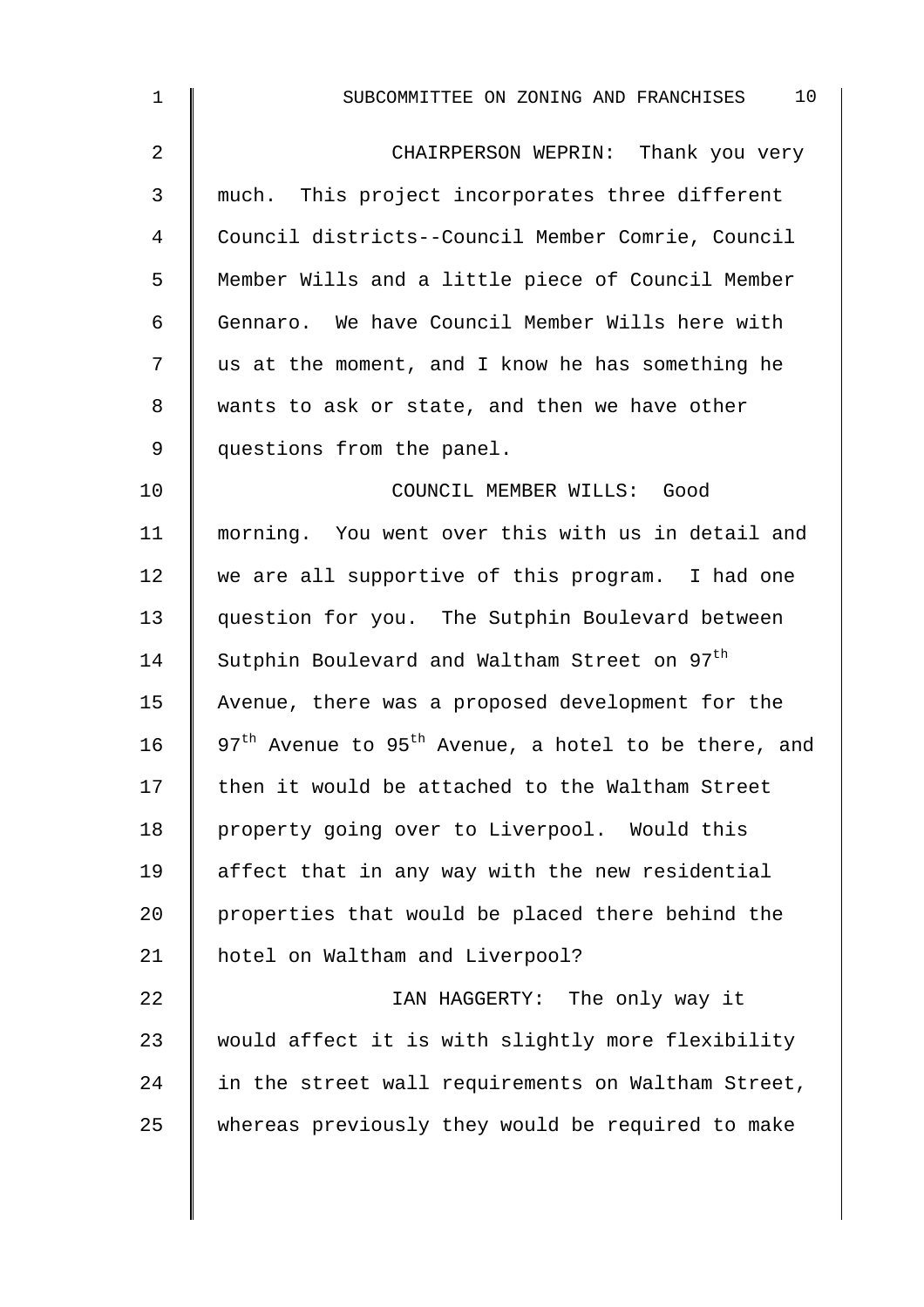CHAIRPERSON WEPRIN: Thank you very much. This project incorporates three different Council districts--Council Member Comrie, Council Member Wills and a little piece of Council Member Gennaro. We have Council Member Wills here with us at the moment, and I know he has something he wants to ask or state, and then we have other questions from the panel.

COUNCIL MEMBER WILLS: Good morning. You went over this with us in detail and we are all supportive of this program. I had one question for you. The Sutphin Boulevard between Sutphin Boulevard and Waltham Street on 97th Avenue, there was a proposed development for the 97th Avenue to 95th Avenue, a hotel to be there, and then it would be attached to the Waltham Street property going over to Liverpool. Would this affect that in any way with the new residential properties that would be placed there behind the hotel on Waltham and Liverpool?

IAN HAGGERTY: The only way it would affect it is with slightly more flexibility in the street wall requirements on Waltham Street, whereas previously they would be required to make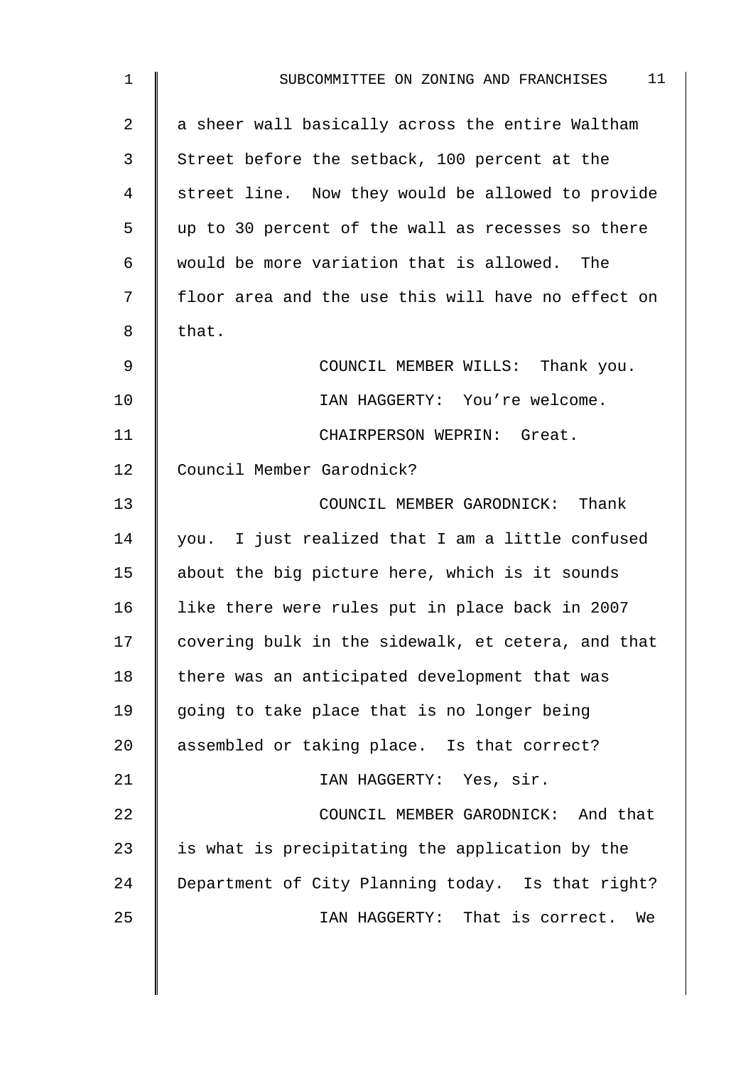a sheer wall basically across the entire Waltham Street before the setback, 100 percent at the street line. Now they would be allowed to provide up to 30 percent of the wall as recesses so there would be more variation that is allowed. The floor area and the use this will have no effect on that.

COUNCIL MEMBER WILLS: Thank you.

IAN HAGGERTY: You're welcome.

CHAIRPERSON WEPRIN: Great. Council Member Garodnick?

COUNCIL MEMBER GARODNICK: Thank you. I just realized that I am a little confused about the big picture here, which is it sounds like there were rules put in place back in 2007 covering bulk in the sidewalk, et cetera, and that there was an anticipated development that was going to take place that is no longer being assembled or taking place. Is that correct?

IAN HAGGERTY: Yes, sir.

COUNCIL MEMBER GARODNICK: And that is what is precipitating the application by the Department of City Planning today. Is that right?

IAN HAGGERTY: That is correct. We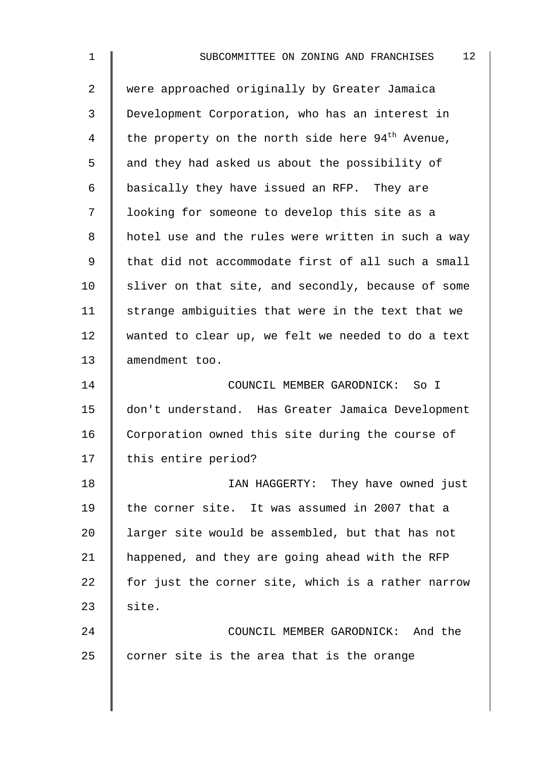were approached originally by Greater Jamaica Development Corporation, who has an interest in the property on the north side here 94th Avenue, and they had asked us about the possibility of basically they have issued an RFP. They are looking for someone to develop this site as a hotel use and the rules were written in such a way that did not accommodate first of all such a small sliver on that site, and secondly, because of some strange ambiguities that were in the text that we wanted to clear up, we felt we needed to do a text amendment too.

COUNCIL MEMBER GARODNICK: So I don't understand. Has Greater Jamaica Development Corporation owned this site during the course of this entire period?

IAN HAGGERTY: They have owned just the corner site. It was assumed in 2007 that a larger site would be assembled, but that has not happened, and they are going ahead with the RFP for just the corner site, which is a rather narrow site.

COUNCIL MEMBER GARODNICK: And the corner site is the area that is the orange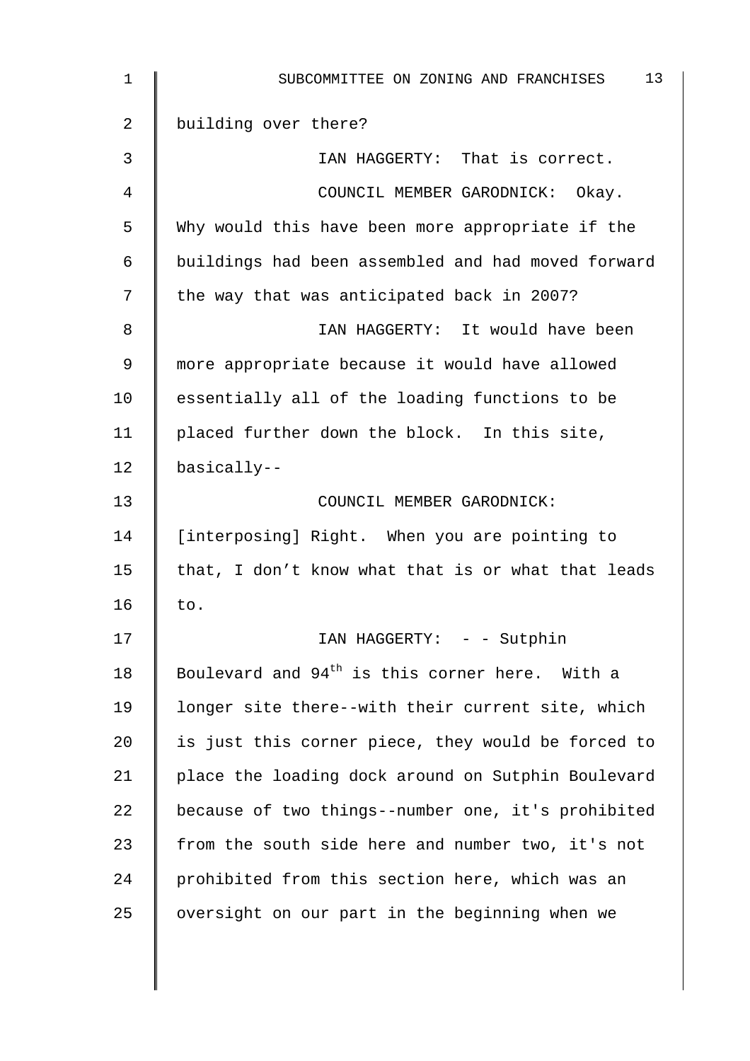building over there?

IAN HAGGERTY: That is correct.

COUNCIL MEMBER GARODNICK: Okay. Why would this have been more appropriate if the buildings had been assembled and had moved forward the way that was anticipated back in 2007?

IAN HAGGERTY: It would have been more appropriate because it would have allowed essentially all of the loading functions to be placed further down the block. In this site, basically--

COUNCIL MEMBER GARODNICK: [interposing] Right. When you are pointing to that, I don’t know what that is or what that leads to.

IAN HAGGERTY: - - Sutphin Boulevard and 94th is this corner here. With a longer site there--with their current site, which is just this corner piece, they would be forced to place the loading dock around on Sutphin Boulevard because of two things--number one, it's prohibited from the south side here and number two, it's not prohibited from this section here, which was an oversight on our part in the beginning when we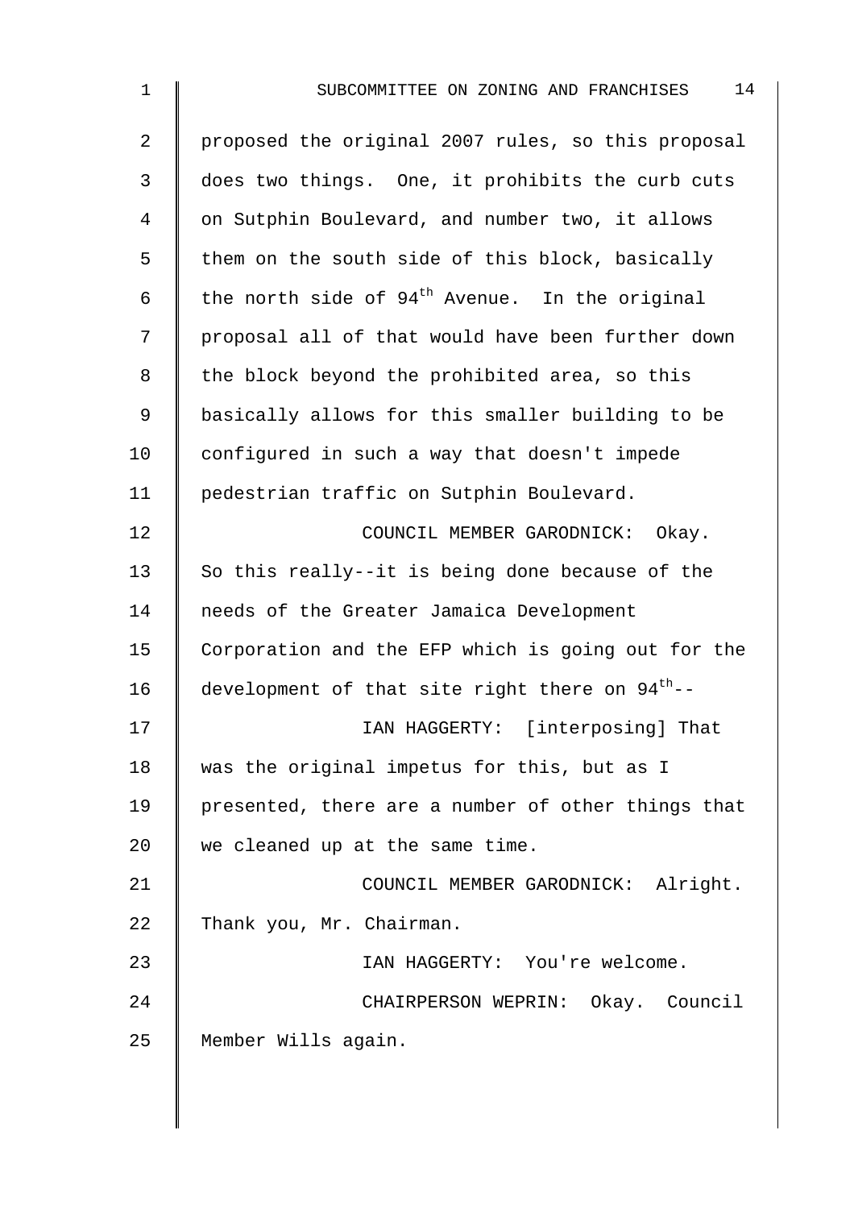proposed the original 2007 rules, so this proposal does two things. One, it prohibits the curb cuts on Sutphin Boulevard, and number two, it allows them on the south side of this block, basically the north side of 94th Avenue. In the original proposal all of that would have been further down the block beyond the prohibited area, so this basically allows for this smaller building to be configured in such a way that doesn't impede pedestrian traffic on Sutphin Boulevard.

COUNCIL MEMBER GARODNICK: Okay. So this really--it is being done because of the needs of the Greater Jamaica Development Corporation and the EFP which is going out for the development of that site right there on 94th--

IAN HAGGERTY: [interposing] That was the original impetus for this, but as I presented, there are a number of other things that we cleaned up at the same time.

COUNCIL MEMBER GARODNICK: Alright. Thank you, Mr. Chairman.

IAN HAGGERTY: You're welcome.

CHAIRPERSON WEPRIN: Okay. Council Member Wills again.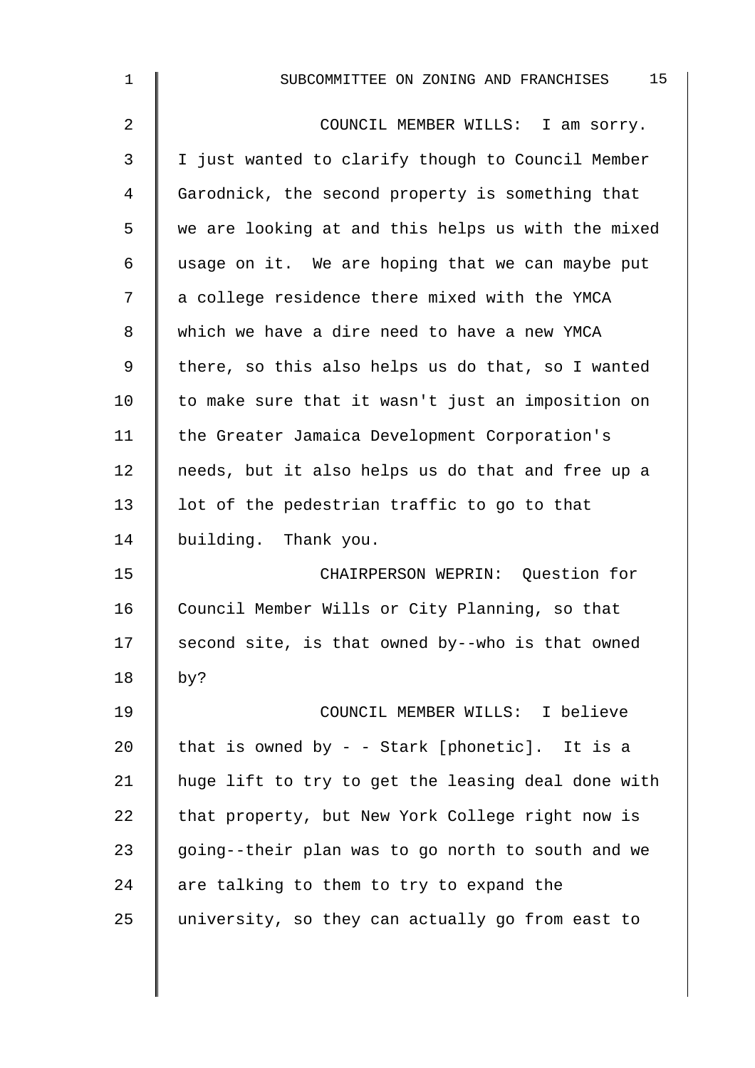COUNCIL MEMBER WILLS: I am sorry. I just wanted to clarify though to Council Member Garodnick, the second property is something that we are looking at and this helps us with the mixed usage on it. We are hoping that we can maybe put a college residence there mixed with the YMCA which we have a dire need to have a new YMCA there, so this also helps us do that, so I wanted to make sure that it wasn't just an imposition on the Greater Jamaica Development Corporation's needs, but it also helps us do that and free up a lot of the pedestrian traffic to go to that building. Thank you.

CHAIRPERSON WEPRIN: Question for Council Member Wills or City Planning, so that second site, is that owned by--who is that owned by?

COUNCIL MEMBER WILLS: I believe that is owned by - - Stark [phonetic]. It is a huge lift to try to get the leasing deal done with that property, but New York College right now is going--their plan was to go north to south and we are talking to them to try to expand the university, so they can actually go from east to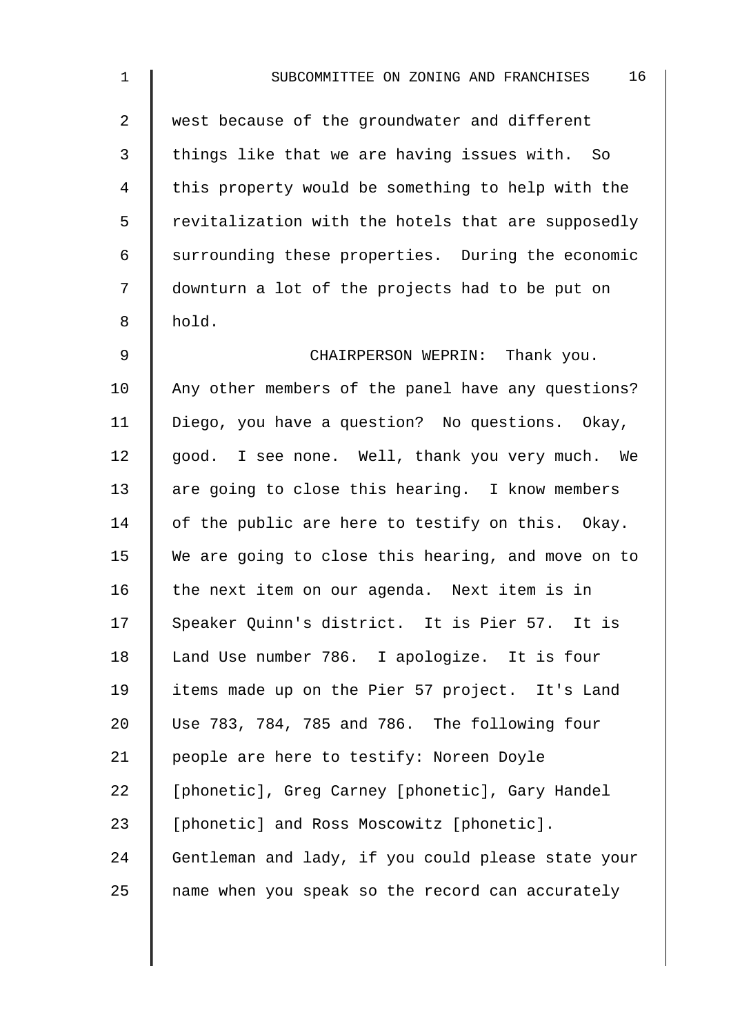west because of the groundwater and different things like that we are having issues with. So this property would be something to help with the revitalization with the hotels that are supposedly surrounding these properties. During the economic downturn a lot of the projects had to be put on hold.

CHAIRPERSON WEPRIN: Thank you. Any other members of the panel have any questions? Diego, you have a question? No questions. Okay, good. I see none. Well, thank you very much. We are going to close this hearing. I know members of the public are here to testify on this. Okay. We are going to close this hearing, and move on to the next item on our agenda. Next item is in Speaker Quinn's district. It is Pier 57. It is Land Use number 786. I apologize. It is four items made up on the Pier 57 project. It's Land Use 783, 784, 785 and 786. The following four people are here to testify: Noreen Doyle [phonetic], Greg Carney [phonetic], Gary Handel [phonetic] and Ross Moscowitz [phonetic]. Gentleman and lady, if you could please state your name when you speak so the record can accurately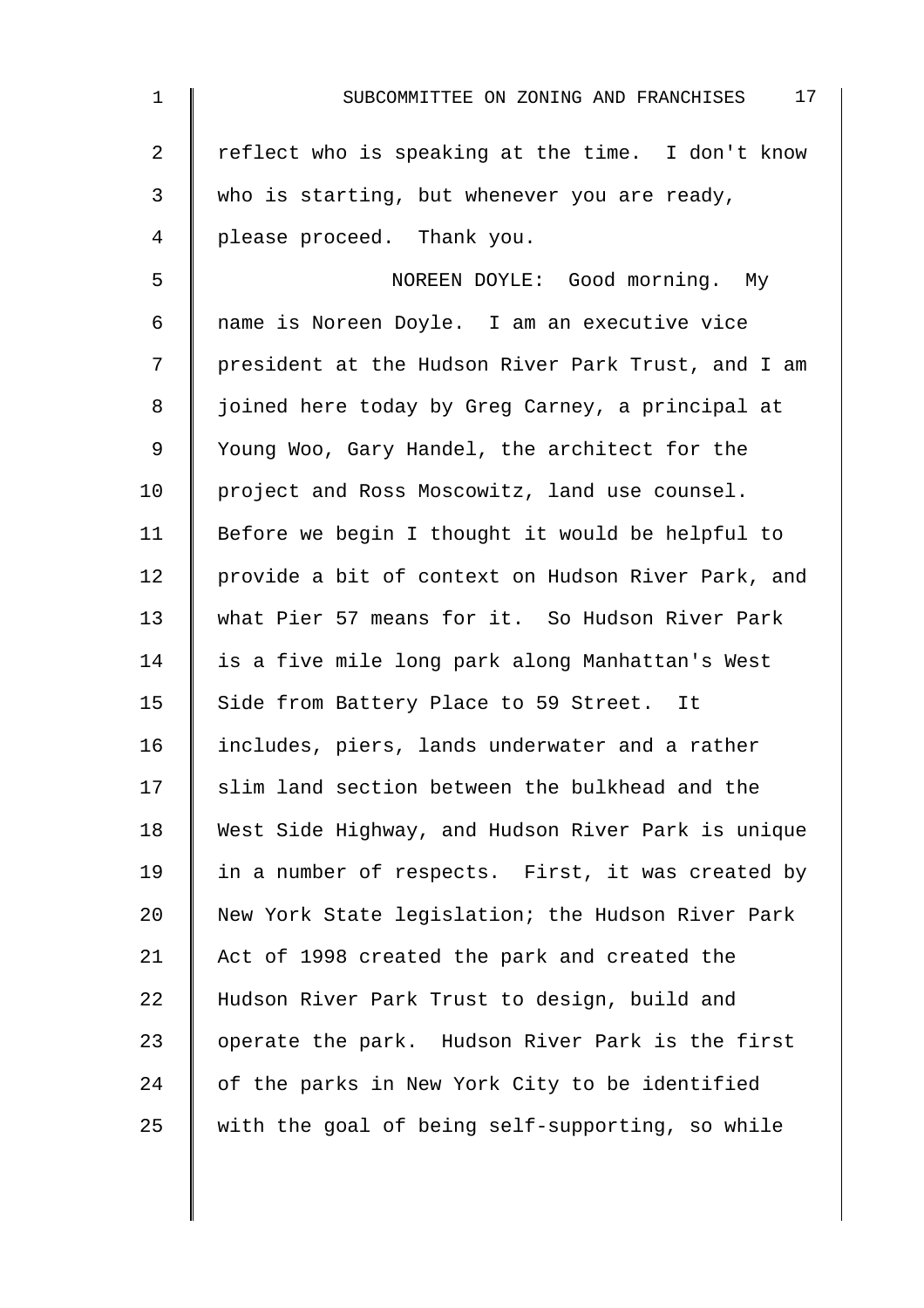reflect who is speaking at the time. I don't know who is starting, but whenever you are ready, please proceed. Thank you.

NOREEN DOYLE: Good morning. My name is Noreen Doyle. I am an executive vice president at the Hudson River Park Trust, and I am joined here today by Greg Carney, a principal at Young Woo, Gary Handel, the architect for the project and Ross Moscowitz, land use counsel. Before we begin I thought it would be helpful to provide a bit of context on Hudson River Park, and what Pier 57 means for it. So Hudson River Park is a five mile long park along Manhattan's West Side from Battery Place to 59 Street. It includes, piers, lands underwater and a rather slim land section between the bulkhead and the West Side Highway, and Hudson River Park is unique in a number of respects. First, it was created by New York State legislation; the Hudson River Park Act of 1998 created the park and created the Hudson River Park Trust to design, build and operate the park. Hudson River Park is the first of the parks in New York City to be identified with the goal of being self-supporting, so while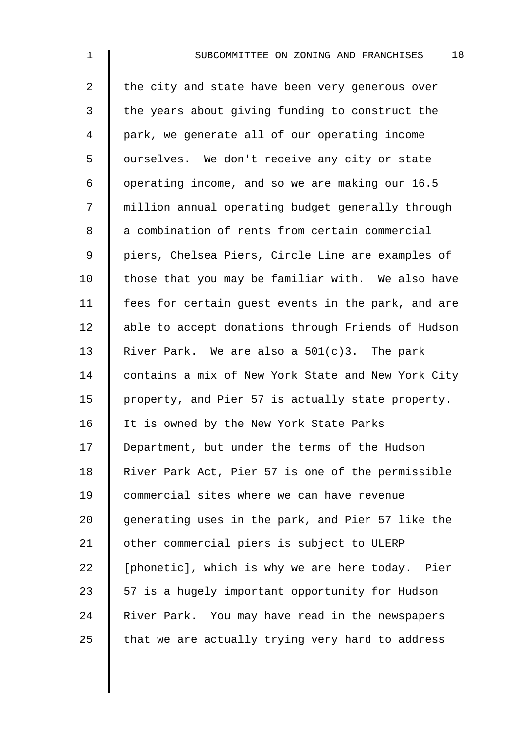the city and state have been very generous over the years about giving funding to construct the park, we generate all of our operating income ourselves. We don't receive any city or state operating income, and so we are making our 16.5 million annual operating budget generally through a combination of rents from certain commercial piers, Chelsea Piers, Circle Line are examples of those that you may be familiar with. We also have fees for certain guest events in the park, and are able to accept donations through Friends of Hudson River Park. We are also a 501(c)3. The park contains a mix of New York State and New York City property, and Pier 57 is actually state property. It is owned by the New York State Parks Department, but under the terms of the Hudson River Park Act, Pier 57 is one of the permissible commercial sites where we can have revenue generating uses in the park, and Pier 57 like the other commercial piers is subject to ULERP [phonetic], which is why we are here today. Pier 57 is a hugely important opportunity for Hudson River Park. You may have read in the newspapers that we are actually trying very hard to address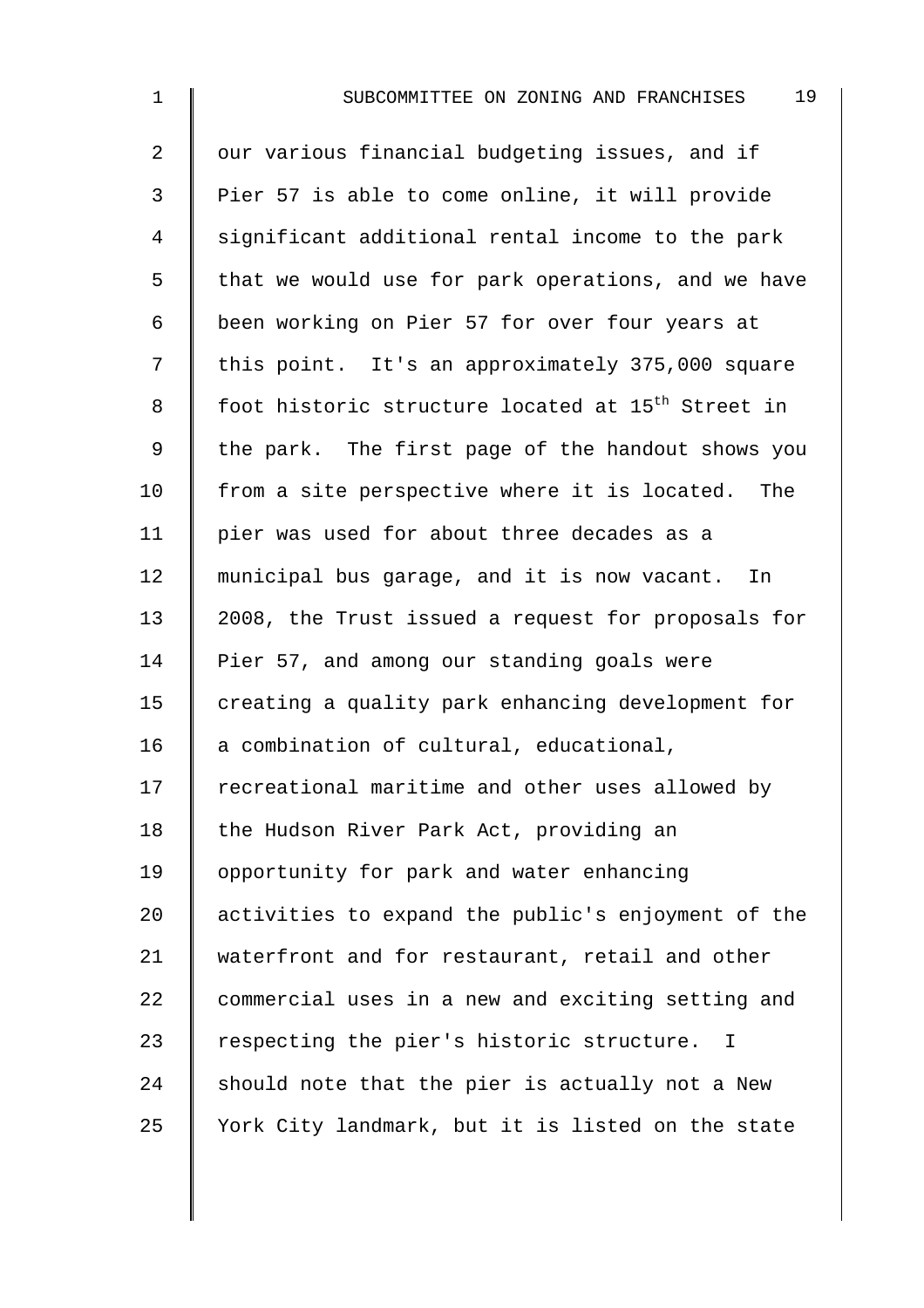our various financial budgeting issues, and if Pier 57 is able to come online, it will provide significant additional rental income to the park that we would use for park operations, and we have been working on Pier 57 for over four years at this point. It's an approximately 375,000 square foot historic structure located at 15th Street in the park. The first page of the handout shows you from a site perspective where it is located. The pier was used for about three decades as a municipal bus garage, and it is now vacant. In 2008, the Trust issued a request for proposals for Pier 57, and among our standing goals were creating a quality park enhancing development for a combination of cultural, educational, recreational maritime and other uses allowed by the Hudson River Park Act, providing an opportunity for park and water enhancing activities to expand the public's enjoyment of the waterfront and for restaurant, retail and other commercial uses in a new and exciting setting and respecting the pier's historic structure. I should note that the pier is actually not a New York City landmark, but it is listed on the state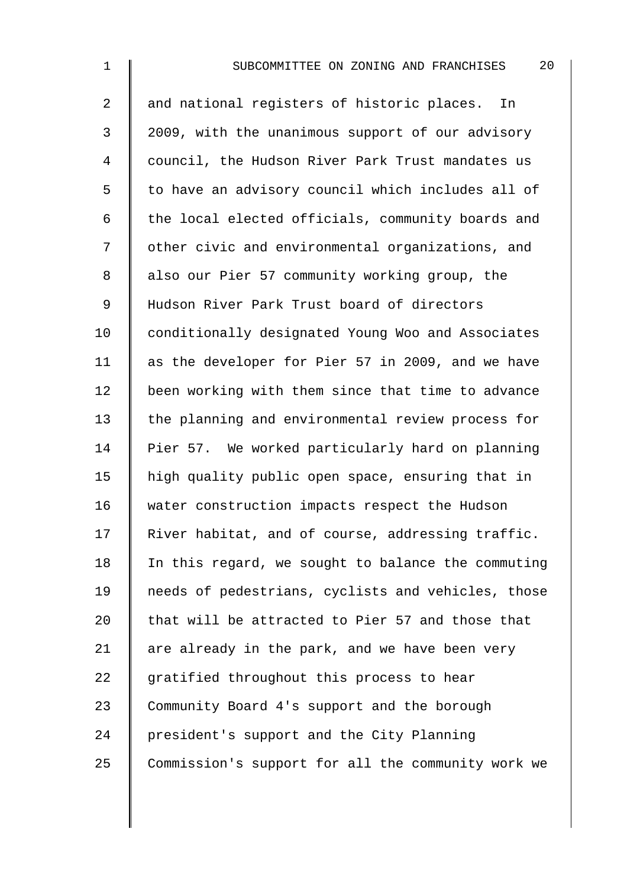and national registers of historic places. In 2009, with the unanimous support of our advisory council, the Hudson River Park Trust mandates us to have an advisory council which includes all of the local elected officials, community boards and other civic and environmental organizations, and also our Pier 57 community working group, the Hudson River Park Trust board of directors conditionally designated Young Woo and Associates as the developer for Pier 57 in 2009, and we have been working with them since that time to advance the planning and environmental review process for Pier 57. We worked particularly hard on planning high quality public open space, ensuring that in water construction impacts respect the Hudson River habitat, and of course, addressing traffic. In this regard, we sought to balance the commuting needs of pedestrians, cyclists and vehicles, those that will be attracted to Pier 57 and those that are already in the park, and we have been very gratified throughout this process to hear Community Board 4's support and the borough president's support and the City Planning Commission's support for all the community work we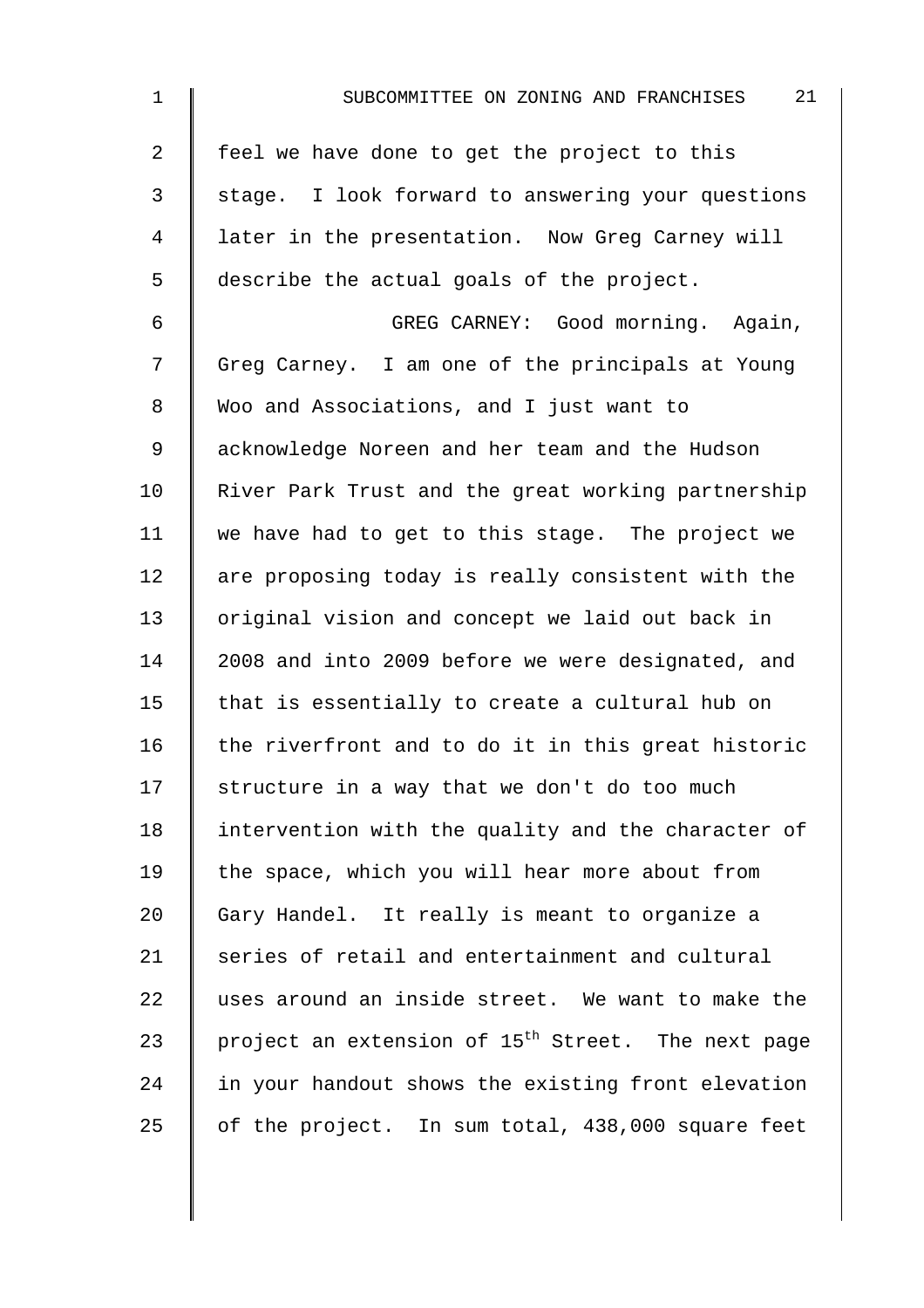feel we have done to get the project to this stage. I look forward to answering your questions later in the presentation. Now Greg Carney will describe the actual goals of the project.

GREG CARNEY: Good morning. Again, Greg Carney. I am one of the principals at Young Woo and Associations, and I just want to acknowledge Noreen and her team and the Hudson River Park Trust and the great working partnership we have had to get to this stage. The project we are proposing today is really consistent with the original vision and concept we laid out back in 2008 and into 2009 before we were designated, and that is essentially to create a cultural hub on the riverfront and to do it in this great historic structure in a way that we don't do too much intervention with the quality and the character of the space, which you will hear more about from Gary Handel. It really is meant to organize a series of retail and entertainment and cultural uses around an inside street. We want to make the project an extension of 15th Street. The next page in your handout shows the existing front elevation of the project. In sum total, 438,000 square feet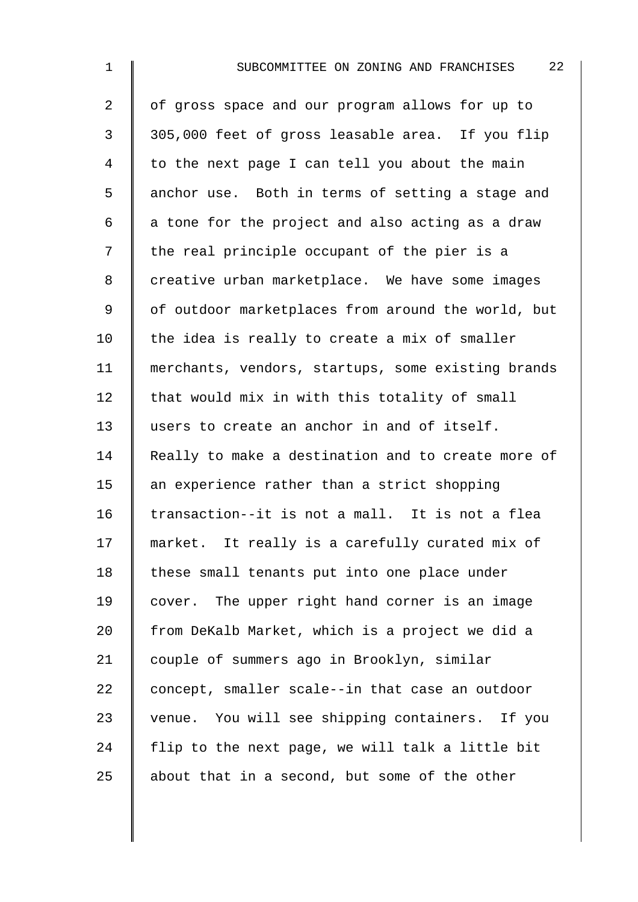of gross space and our program allows for up to 305,000 feet of gross leasable area. If you flip to the next page I can tell you about the main anchor use. Both in terms of setting a stage and a tone for the project and also acting as a draw the real principle occupant of the pier is a creative urban marketplace. We have some images of outdoor marketplaces from around the world, but the idea is really to create a mix of smaller merchants, vendors, startups, some existing brands that would mix in with this totality of small users to create an anchor in and of itself. Really to make a destination and to create more of an experience rather than a strict shopping transaction--it is not a mall. It is not a flea market. It really is a carefully curated mix of these small tenants put into one place under cover. The upper right hand corner is an image from DeKalb Market, which is a project we did a couple of summers ago in Brooklyn, similar concept, smaller scale--in that case an outdoor venue. You will see shipping containers. If you flip to the next page, we will talk a little bit about that in a second, but some of the other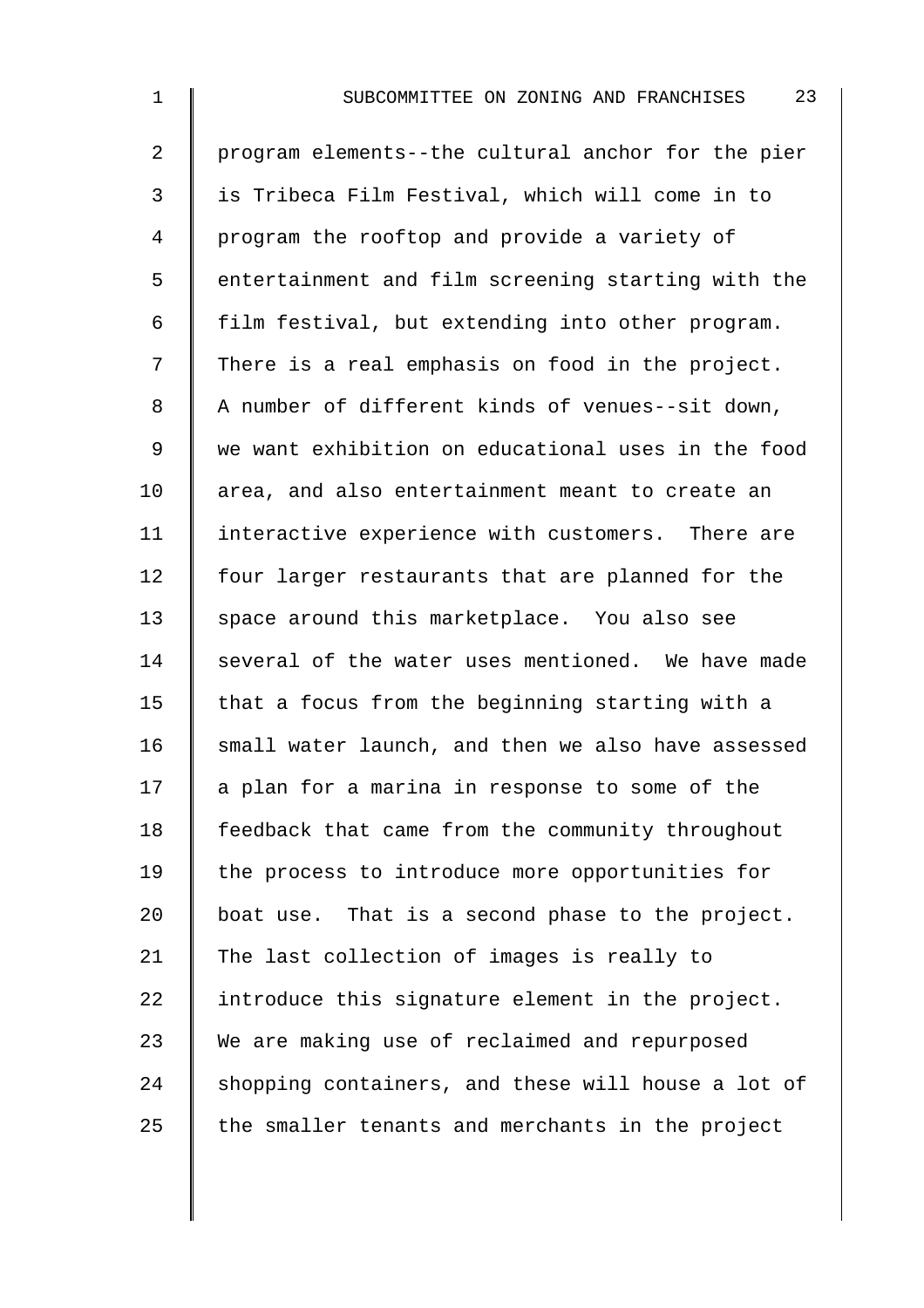program elements--the cultural anchor for the pier is Tribeca Film Festival, which will come in to program the rooftop and provide a variety of entertainment and film screening starting with the film festival, but extending into other program. There is a real emphasis on food in the project. A number of different kinds of venues--sit down, we want exhibition on educational uses in the food area, and also entertainment meant to create an interactive experience with customers. There are four larger restaurants that are planned for the space around this marketplace. You also see several of the water uses mentioned. We have made that a focus from the beginning starting with a small water launch, and then we also have assessed a plan for a marina in response to some of the feedback that came from the community throughout the process to introduce more opportunities for boat use. That is a second phase to the project. The last collection of images is really to introduce this signature element in the project. We are making use of reclaimed and repurposed shopping containers, and these will house a lot of the smaller tenants and merchants in the project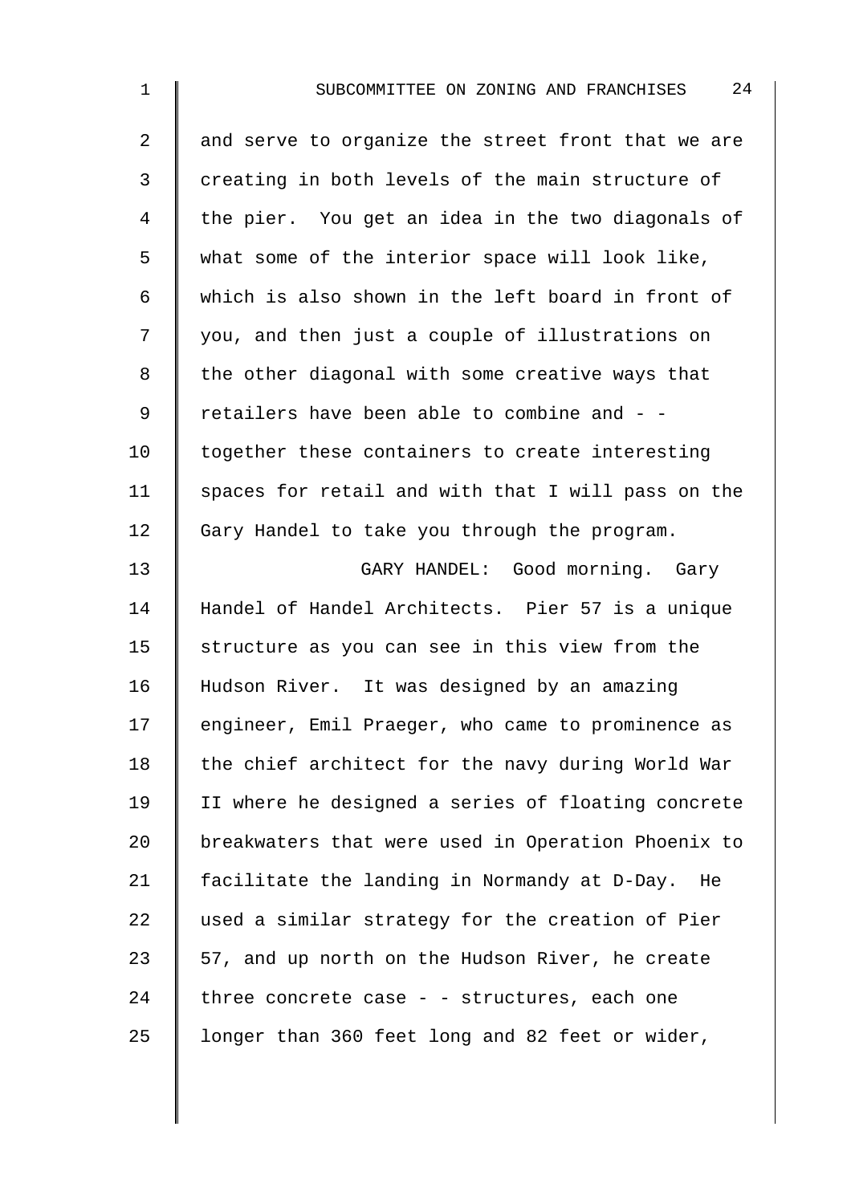and serve to organize the street front that we are creating in both levels of the main structure of the pier. You get an idea in the two diagonals of what some of the interior space will look like, which is also shown in the left board in front of you, and then just a couple of illustrations on the other diagonal with some creative ways that retailers have been able to combine and - - together these containers to create interesting spaces for retail and with that I will pass on the Gary Handel to take you through the program.

GARY HANDEL: Good morning. Gary Handel of Handel Architects. Pier 57 is a unique structure as you can see in this view from the Hudson River. It was designed by an amazing engineer, Emil Praeger, who came to prominence as the chief architect for the navy during World War II where he designed a series of floating concrete breakwaters that were used in Operation Phoenix to facilitate the landing in Normandy at D-Day. He used a similar strategy for the creation of Pier 57, and up north on the Hudson River, he create three concrete case - - structures, each one longer than 360 feet long and 82 feet or wider,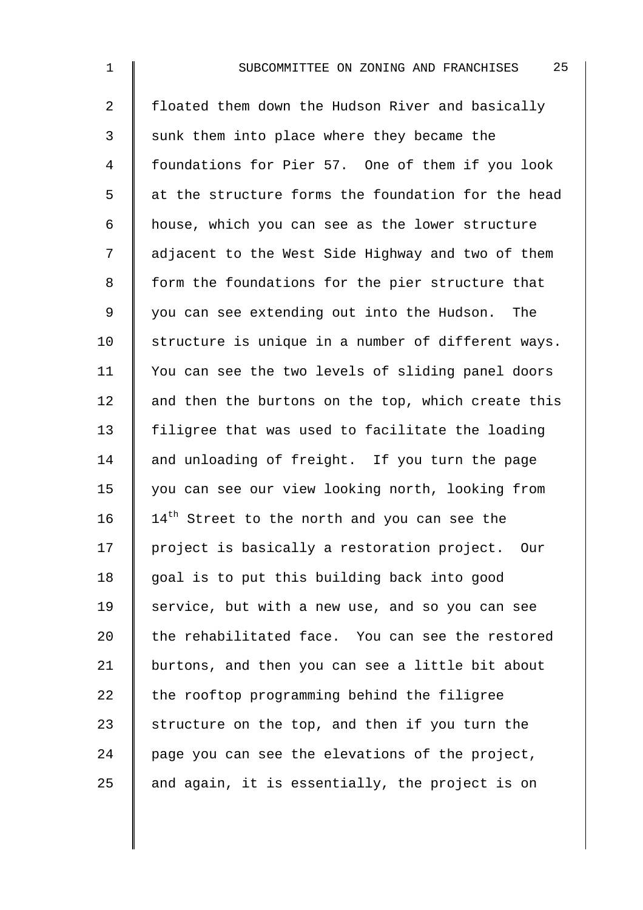floated them down the Hudson River and basically sunk them into place where they became the foundations for Pier 57. One of them if you look at the structure forms the foundation for the head house, which you can see as the lower structure adjacent to the West Side Highway and two of them form the foundations for the pier structure that you can see extending out into the Hudson. The structure is unique in a number of different ways. You can see the two levels of sliding panel doors and then the burtons on the top, which create this filigree that was used to facilitate the loading and unloading of freight. If you turn the page you can see our view looking north, looking from 14th Street to the north and you can see the project is basically a restoration project. Our goal is to put this building back into good service, but with a new use, and so you can see the rehabilitated face. You can see the restored burtons, and then you can see a little bit about the rooftop programming behind the filigree structure on the top, and then if you turn the page you can see the elevations of the project, and again, it is essentially, the project is on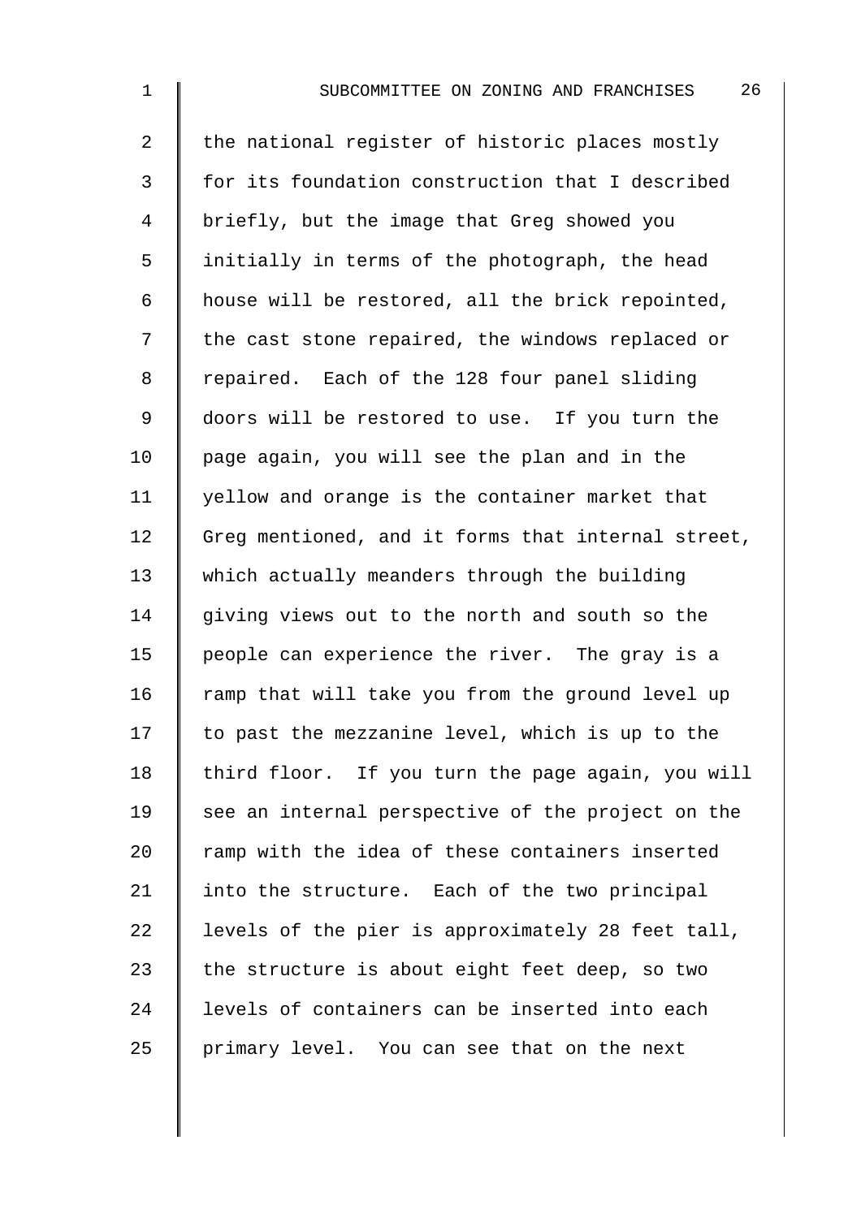the national register of historic places mostly for its foundation construction that I described briefly, but the image that Greg showed you initially in terms of the photograph, the head house will be restored, all the brick repointed, the cast stone repaired, the windows replaced or repaired. Each of the 128 four panel sliding doors will be restored to use. If you turn the page again, you will see the plan and in the yellow and orange is the container market that Greg mentioned, and it forms that internal street, which actually meanders through the building giving views out to the north and south so the people can experience the river. The gray is a ramp that will take you from the ground level up to past the mezzanine level, which is up to the third floor. If you turn the page again, you will see an internal perspective of the project on the ramp with the idea of these containers inserted into the structure. Each of the two principal levels of the pier is approximately 28 feet tall, the structure is about eight feet deep, so two levels of containers can be inserted into each primary level. You can see that on the next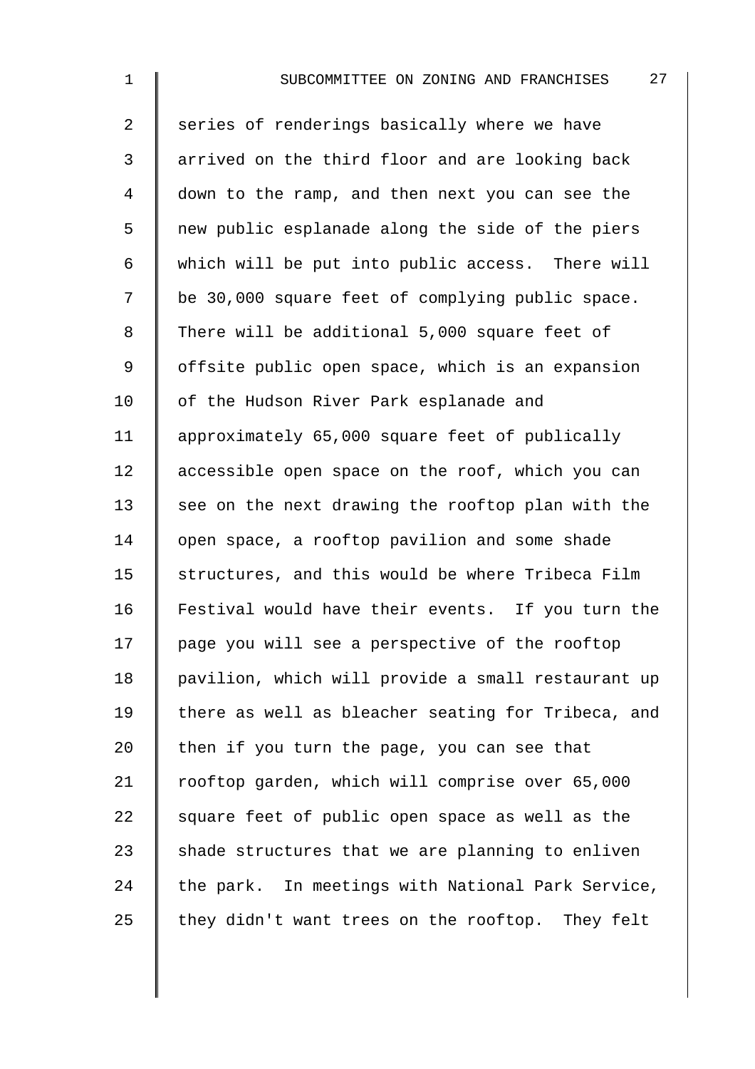series of renderings basically where we have arrived on the third floor and are looking back down to the ramp, and then next you can see the new public esplanade along the side of the piers which will be put into public access. There will be 30,000 square feet of complying public space. There will be additional 5,000 square feet of offsite public open space, which is an expansion of the Hudson River Park esplanade and approximately 65,000 square feet of publically accessible open space on the roof, which you can see on the next drawing the rooftop plan with the open space, a rooftop pavilion and some shade structures, and this would be where Tribeca Film Festival would have their events. If you turn the page you will see a perspective of the rooftop pavilion, which will provide a small restaurant up there as well as bleacher seating for Tribeca, and then if you turn the page, you can see that rooftop garden, which will comprise over 65,000 square feet of public open space as well as the shade structures that we are planning to enliven the park. In meetings with National Park Service, they didn't want trees on the rooftop. They felt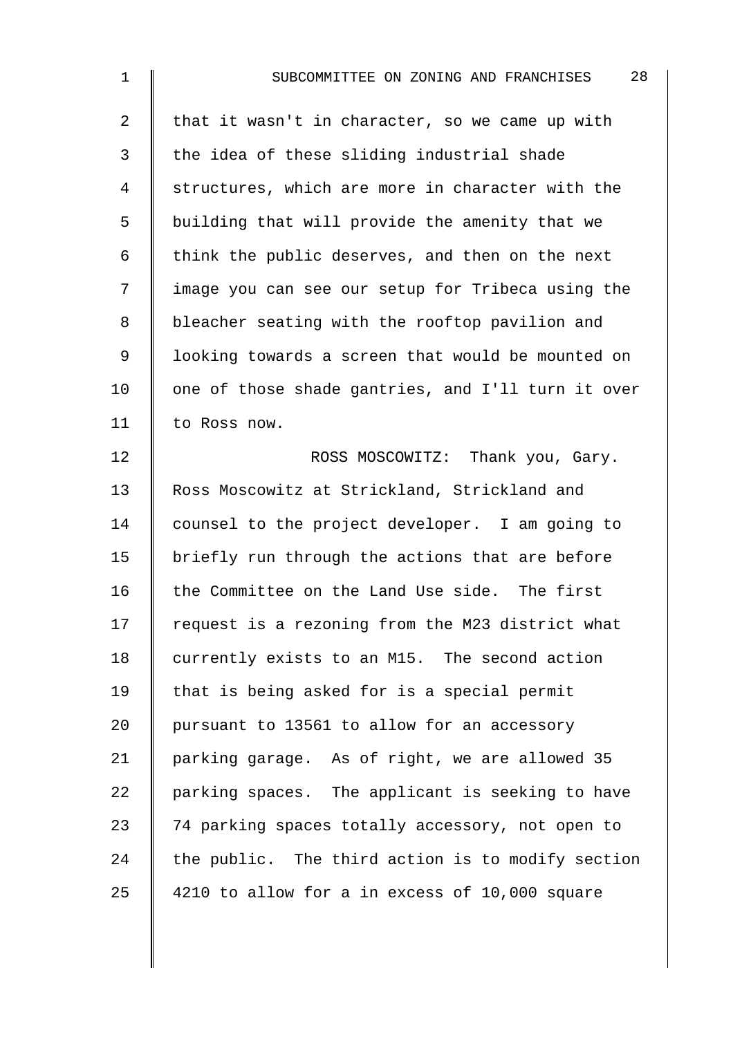that it wasn't in character, so we came up with the idea of these sliding industrial shade structures, which are more in character with the building that will provide the amenity that we think the public deserves, and then on the next image you can see our setup for Tribeca using the bleacher seating with the rooftop pavilion and looking towards a screen that would be mounted on one of those shade gantries, and I'll turn it over to Ross now.

ROSS MOSCOWITZ: Thank you, Gary. Ross Moscowitz at Strickland, Strickland and counsel to the project developer. I am going to briefly run through the actions that are before the Committee on the Land Use side. The first request is a rezoning from the M23 district what currently exists to an M15. The second action that is being asked for is a special permit pursuant to 13561 to allow for an accessory parking garage. As of right, we are allowed 35 parking spaces. The applicant is seeking to have 74 parking spaces totally accessory, not open to the public. The third action is to modify section 4210 to allow for a in excess of 10,000 square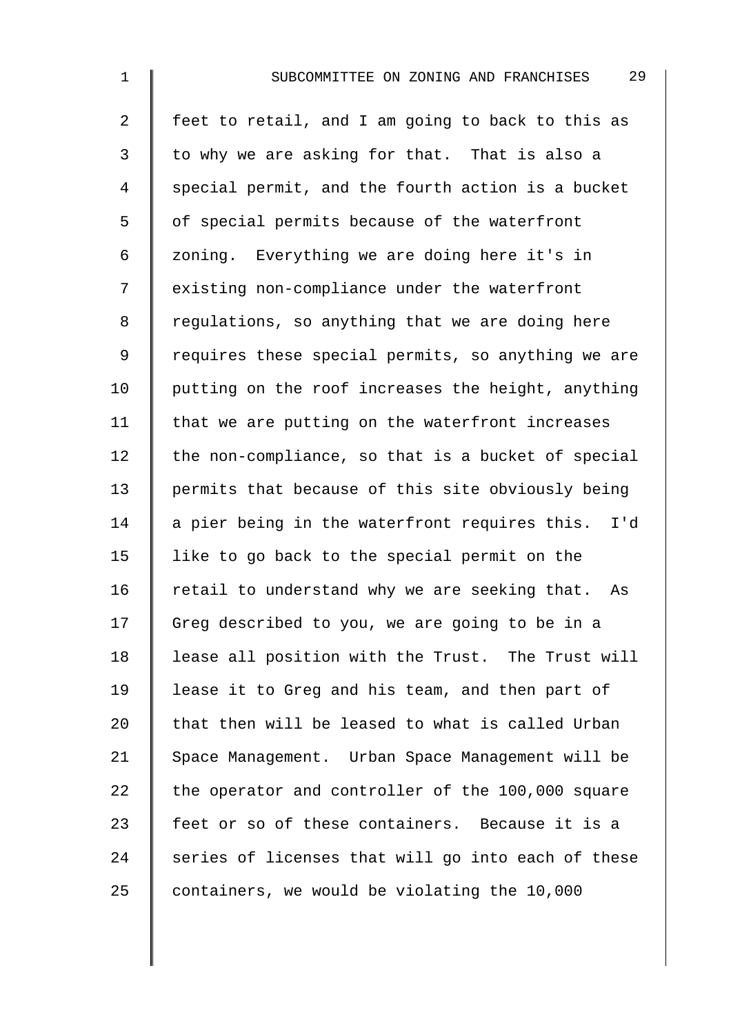feet to retail, and I am going to back to this as to why we are asking for that. That is also a special permit, and the fourth action is a bucket of special permits because of the waterfront zoning. Everything we are doing here it's in existing non-compliance under the waterfront regulations, so anything that we are doing here requires these special permits, so anything we are putting on the roof increases the height, anything that we are putting on the waterfront increases the non-compliance, so that is a bucket of special permits that because of this site obviously being a pier being in the waterfront requires this. I'd like to go back to the special permit on the retail to understand why we are seeking that. As Greg described to you, we are going to be in a lease all position with the Trust. The Trust will lease it to Greg and his team, and then part of that then will be leased to what is called Urban Space Management. Urban Space Management will be the operator and controller of the 100,000 square feet or so of these containers. Because it is a series of licenses that will go into each of these containers, we would be violating the 10,000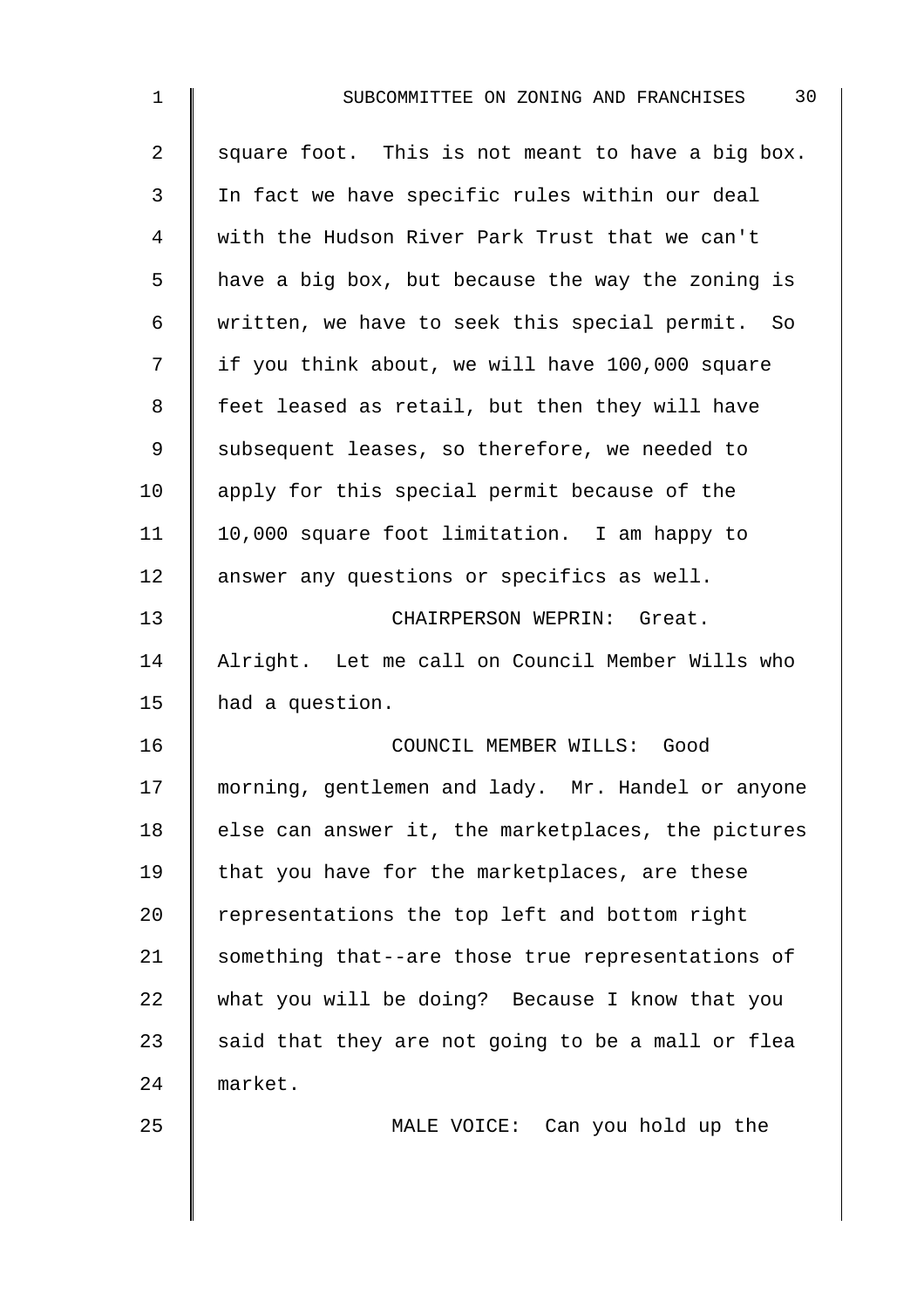square foot. This is not meant to have a big box. In fact we have specific rules within our deal with the Hudson River Park Trust that we can't have a big box, but because the way the zoning is written, we have to seek this special permit. So if you think about, we will have 100,000 square feet leased as retail, but then they will have subsequent leases, so therefore, we needed to apply for this special permit because of the 10,000 square foot limitation. I am happy to answer any questions or specifics as well.

CHAIRPERSON WEPRIN: Great. Alright. Let me call on Council Member Wills who had a question.

COUNCIL MEMBER WILLS: Good morning, gentlemen and lady. Mr. Handel or anyone else can answer it, the marketplaces, the pictures that you have for the marketplaces, are these representations the top left and bottom right something that--are those true representations of what you will be doing? Because I know that you said that they are not going to be a mall or flea market.

MALE VOICE: Can you hold up the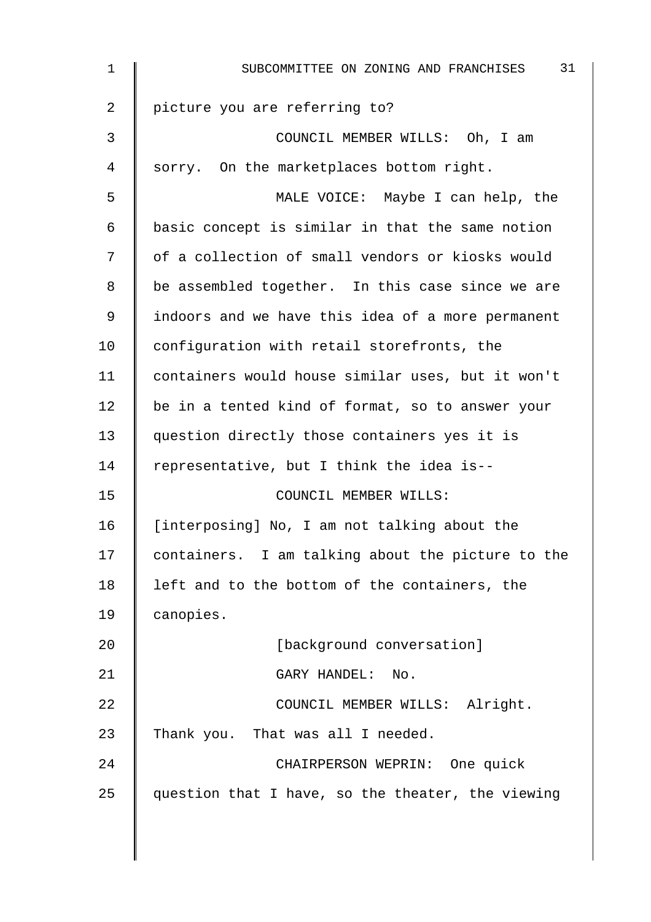picture you are referring to?

COUNCIL MEMBER WILLS: Oh, I am sorry. On the marketplaces bottom right.

MALE VOICE: Maybe I can help, the basic concept is similar in that the same notion of a collection of small vendors or kiosks would be assembled together. In this case since we are indoors and we have this idea of a more permanent configuration with retail storefronts, the containers would house similar uses, but it won't be in a tented kind of format, so to answer your question directly those containers yes it is representative, but I think the idea is--

COUNCIL MEMBER WILLS: [interposing] No, I am not talking about the containers. I am talking about the picture to the left and to the bottom of the containers, the canopies.

[background conversation]

GARY HANDEL: No.

COUNCIL MEMBER WILLS: Alright. Thank you. That was all I needed.

CHAIRPERSON WEPRIN: One quick question that I have, so the theater, the viewing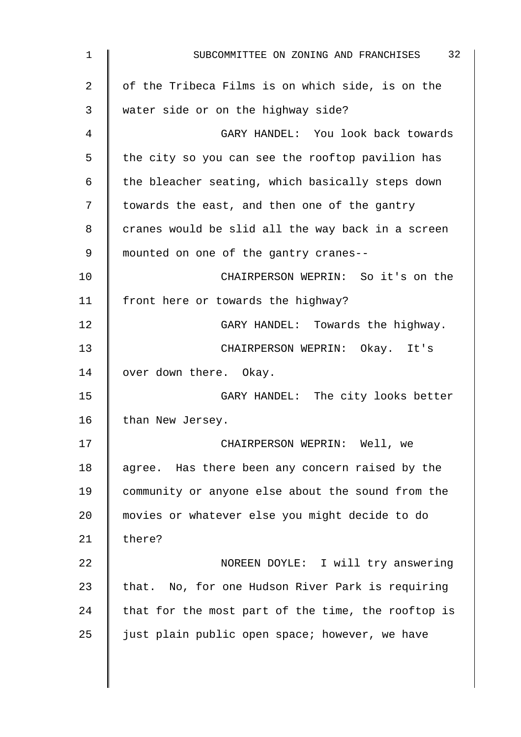of the Tribeca Films is on which side, is on the water side or on the highway side?

GARY HANDEL: You look back towards the city so you can see the rooftop pavilion has the bleacher seating, which basically steps down towards the east, and then one of the gantry cranes would be slid all the way back in a screen mounted on one of the gantry cranes--

CHAIRPERSON WEPRIN: So it's on the front here or towards the highway?

GARY HANDEL: Towards the highway.

CHAIRPERSON WEPRIN: Okay. It's over down there. Okay.

GARY HANDEL: The city looks better than New Jersey.

CHAIRPERSON WEPRIN: Well, we agree. Has there been any concern raised by the community or anyone else about the sound from the movies or whatever else you might decide to do there?

NOREEN DOYLE: I will try answering that. No, for one Hudson River Park is requiring that for the most part of the time, the rooftop is just plain public open space; however, we have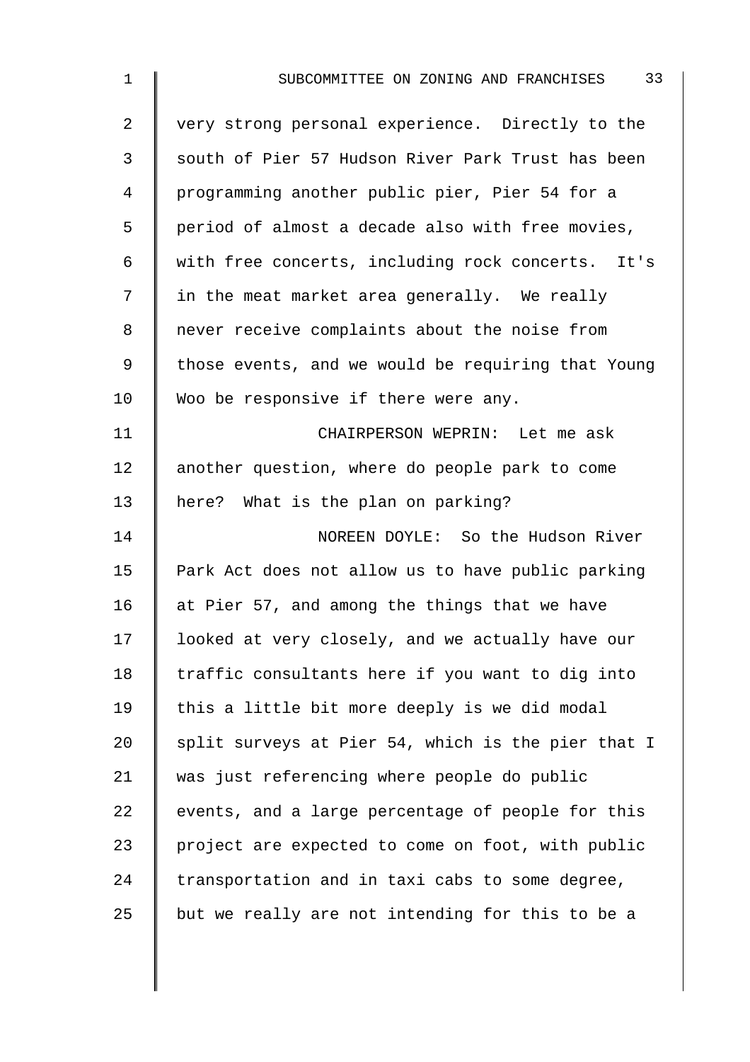very strong personal experience. Directly to the south of Pier 57 Hudson River Park Trust has been programming another public pier, Pier 54 for a period of almost a decade also with free movies, with free concerts, including rock concerts. It's in the meat market area generally. We really never receive complaints about the noise from those events, and we would be requiring that Young Woo be responsive if there were any.

CHAIRPERSON WEPRIN: Let me ask another question, where do people park to come here? What is the plan on parking?

NOREEN DOYLE: So the Hudson River Park Act does not allow us to have public parking at Pier 57, and among the things that we have looked at very closely, and we actually have our traffic consultants here if you want to dig into this a little bit more deeply is we did modal split surveys at Pier 54, which is the pier that I was just referencing where people do public events, and a large percentage of people for this project are expected to come on foot, with public transportation and in taxi cabs to some degree, but we really are not intending for this to be a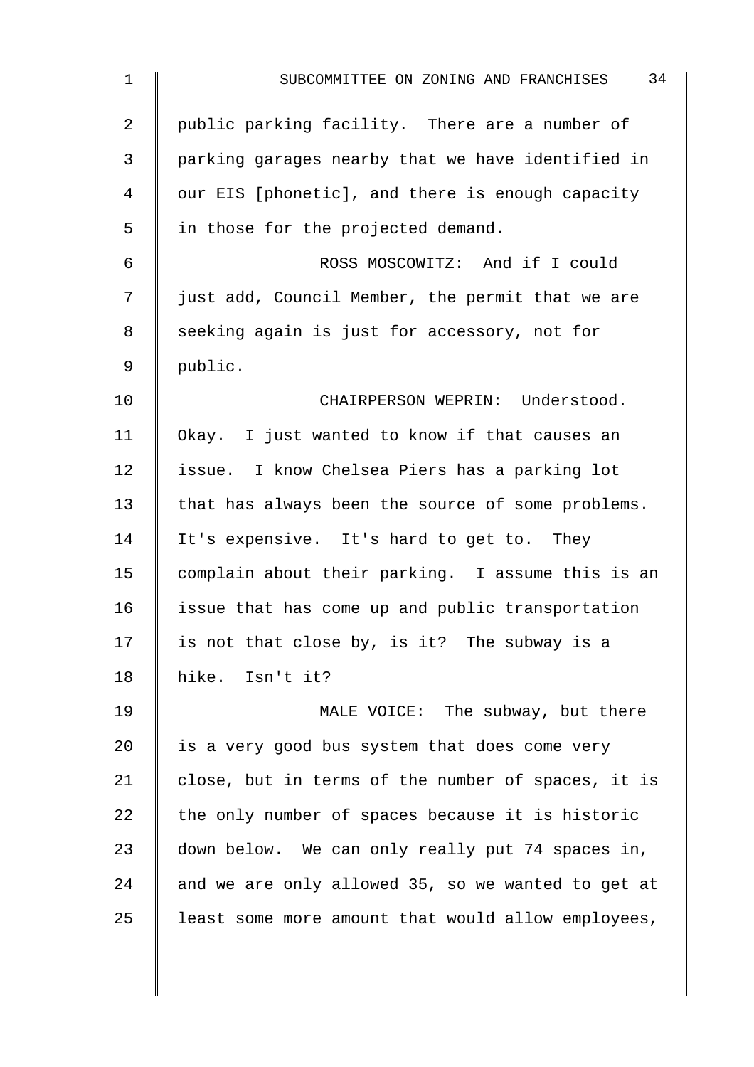public parking facility. There are a number of parking garages nearby that we have identified in our EIS [phonetic], and there is enough capacity in those for the projected demand.

ROSS MOSCOWITZ: And if I could just add, Council Member, the permit that we are seeking again is just for accessory, not for public.

CHAIRPERSON WEPRIN: Understood. Okay. I just wanted to know if that causes an issue. I know Chelsea Piers has a parking lot that has always been the source of some problems. It's expensive. It's hard to get to. They complain about their parking. I assume this is an issue that has come up and public transportation is not that close by, is it? The subway is a hike. Isn't it?

MALE VOICE: The subway, but there is a very good bus system that does come very close, but in terms of the number of spaces, it is the only number of spaces because it is historic down below. We can only really put 74 spaces in, and we are only allowed 35, so we wanted to get at least some more amount that would allow employees,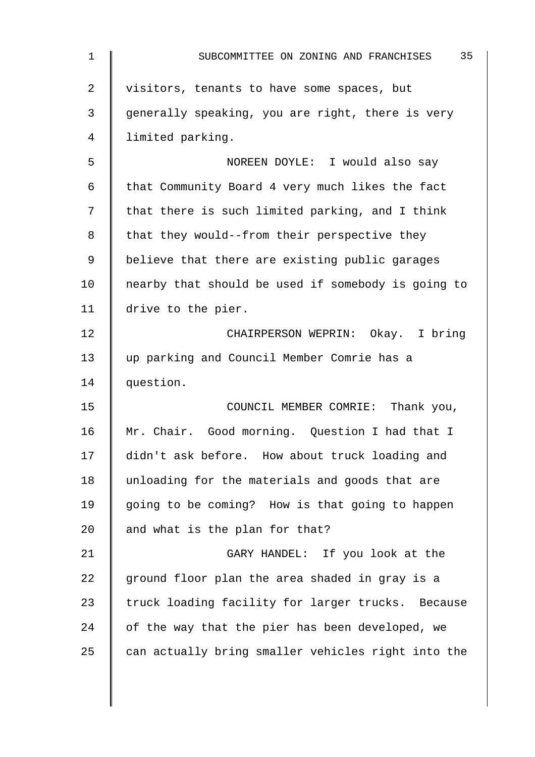visitors, tenants to have some spaces, but generally speaking, you are right, there is very limited parking.

NOREEN DOYLE: I would also say that Community Board 4 very much likes the fact that there is such limited parking, and I think that they would--from their perspective they believe that there are existing public garages nearby that should be used if somebody is going to drive to the pier.

CHAIRPERSON WEPRIN: Okay. I bring up parking and Council Member Comrie has a question.

COUNCIL MEMBER COMRIE: Thank you, Mr. Chair. Good morning. Question I had that I didn't ask before. How about truck loading and unloading for the materials and goods that are going to be coming? How is that going to happen and what is the plan for that?

GARY HANDEL: If you look at the ground floor plan the area shaded in gray is a truck loading facility for larger trucks. Because of the way that the pier has been developed, we can actually bring smaller vehicles right into the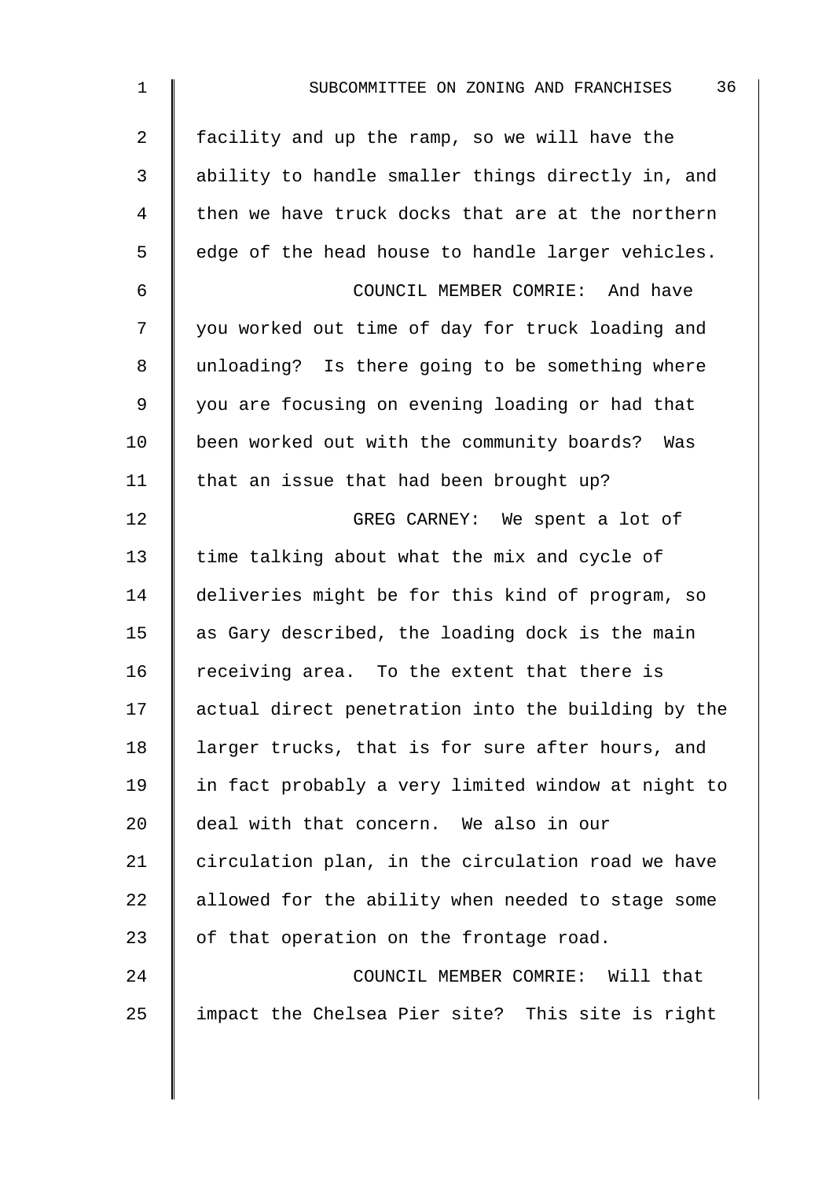facility and up the ramp, so we will have the ability to handle smaller things directly in, and then we have truck docks that are at the northern edge of the head house to handle larger vehicles.

COUNCIL MEMBER COMRIE: And have you worked out time of day for truck loading and unloading? Is there going to be something where you are focusing on evening loading or had that been worked out with the community boards? Was that an issue that had been brought up?

GREG CARNEY: We spent a lot of time talking about what the mix and cycle of deliveries might be for this kind of program, so as Gary described, the loading dock is the main receiving area. To the extent that there is actual direct penetration into the building by the larger trucks, that is for sure after hours, and in fact probably a very limited window at night to deal with that concern. We also in our circulation plan, in the circulation road we have allowed for the ability when needed to stage some of that operation on the frontage road.

COUNCIL MEMBER COMRIE: Will that impact the Chelsea Pier site? This site is right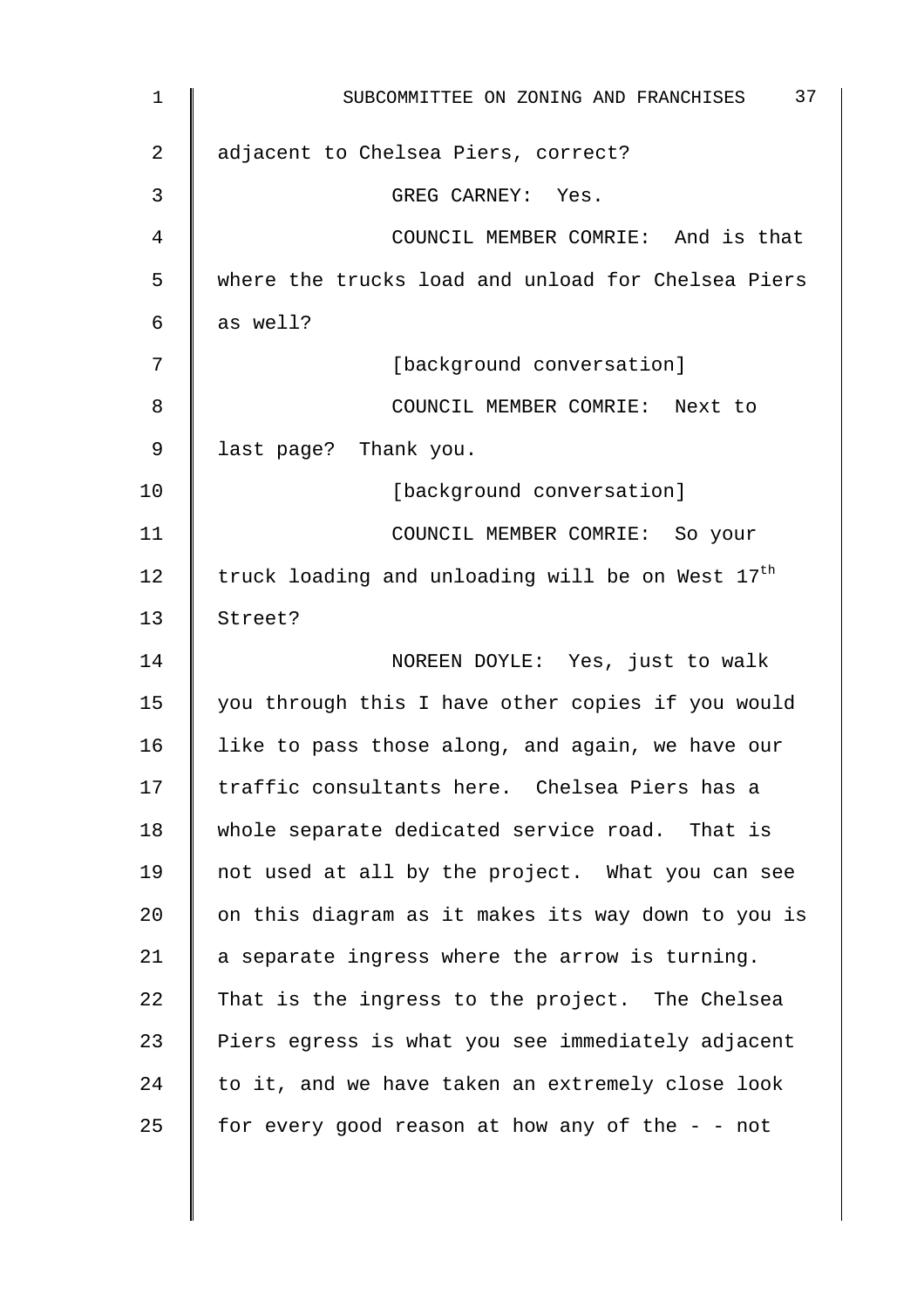adjacent to Chelsea Piers, correct?

GREG CARNEY: Yes.

COUNCIL MEMBER COMRIE: And is that where the trucks load and unload for Chelsea Piers as well?

[background conversation]

COUNCIL MEMBER COMRIE: Next to last page? Thank you.

[background conversation]

COUNCIL MEMBER COMRIE: So your truck loading and unloading will be on West 17th Street?

NOREEN DOYLE: Yes, just to walk you through this I have other copies if you would like to pass those along, and again, we have our traffic consultants here. Chelsea Piers has a whole separate dedicated service road. That is not used at all by the project. What you can see on this diagram as it makes its way down to you is a separate ingress where the arrow is turning. That is the ingress to the project. The Chelsea Piers egress is what you see immediately adjacent to it, and we have taken an extremely close look for every good reason at how any of the - - not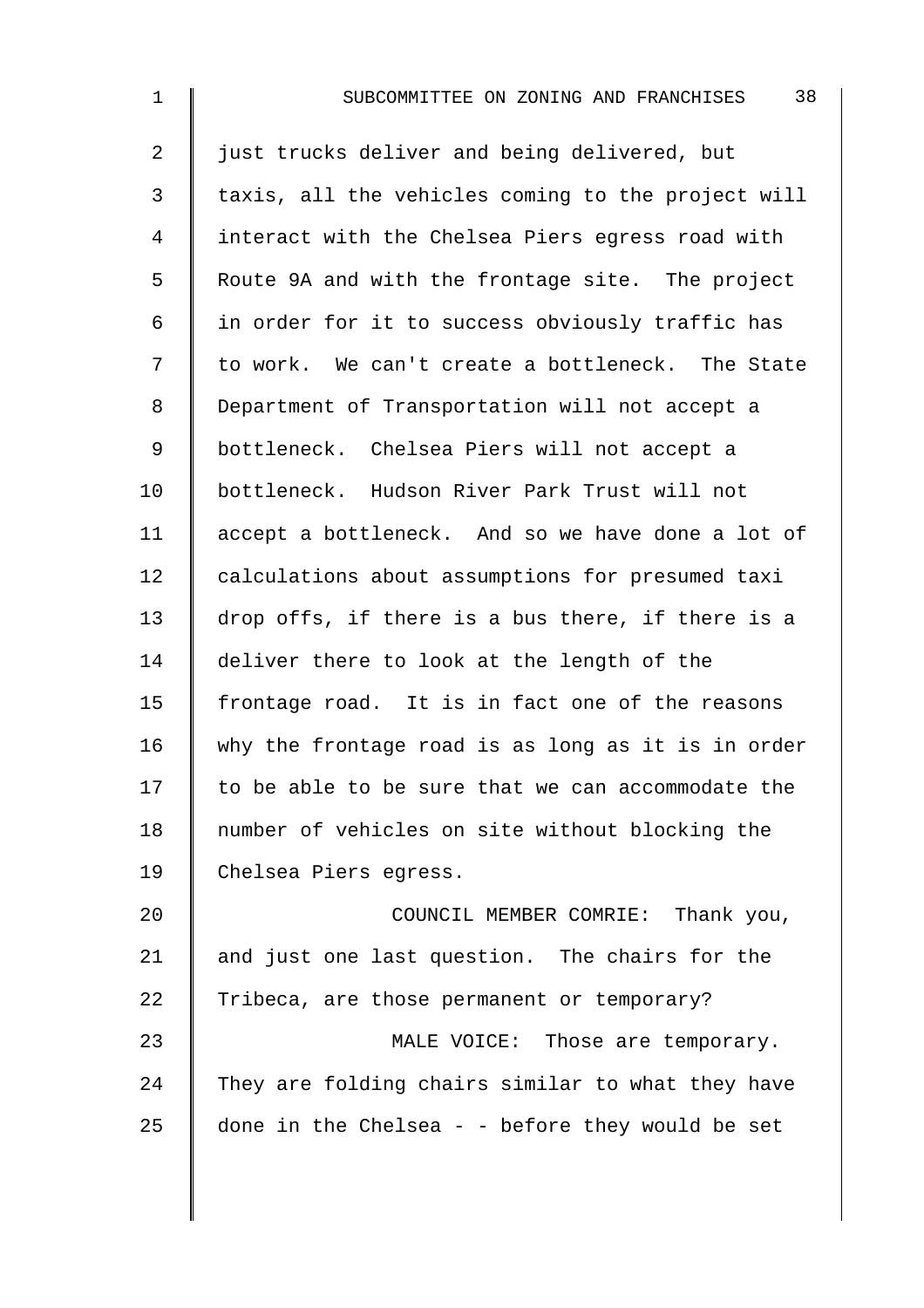just trucks deliver and being delivered, but taxis, all the vehicles coming to the project will interact with the Chelsea Piers egress road with Route 9A and with the frontage site. The project in order for it to success obviously traffic has to work. We can't create a bottleneck. The State Department of Transportation will not accept a bottleneck. Chelsea Piers will not accept a bottleneck. Hudson River Park Trust will not accept a bottleneck. And so we have done a lot of calculations about assumptions for presumed taxi drop offs, if there is a bus there, if there is a deliver there to look at the length of the frontage road. It is in fact one of the reasons why the frontage road is as long as it is in order to be able to be sure that we can accommodate the number of vehicles on site without blocking the Chelsea Piers egress.

COUNCIL MEMBER COMRIE: Thank you, and just one last question. The chairs for the Tribeca, are those permanent or temporary?

MALE VOICE: Those are temporary. They are folding chairs similar to what they have done in the Chelsea - - before they would be set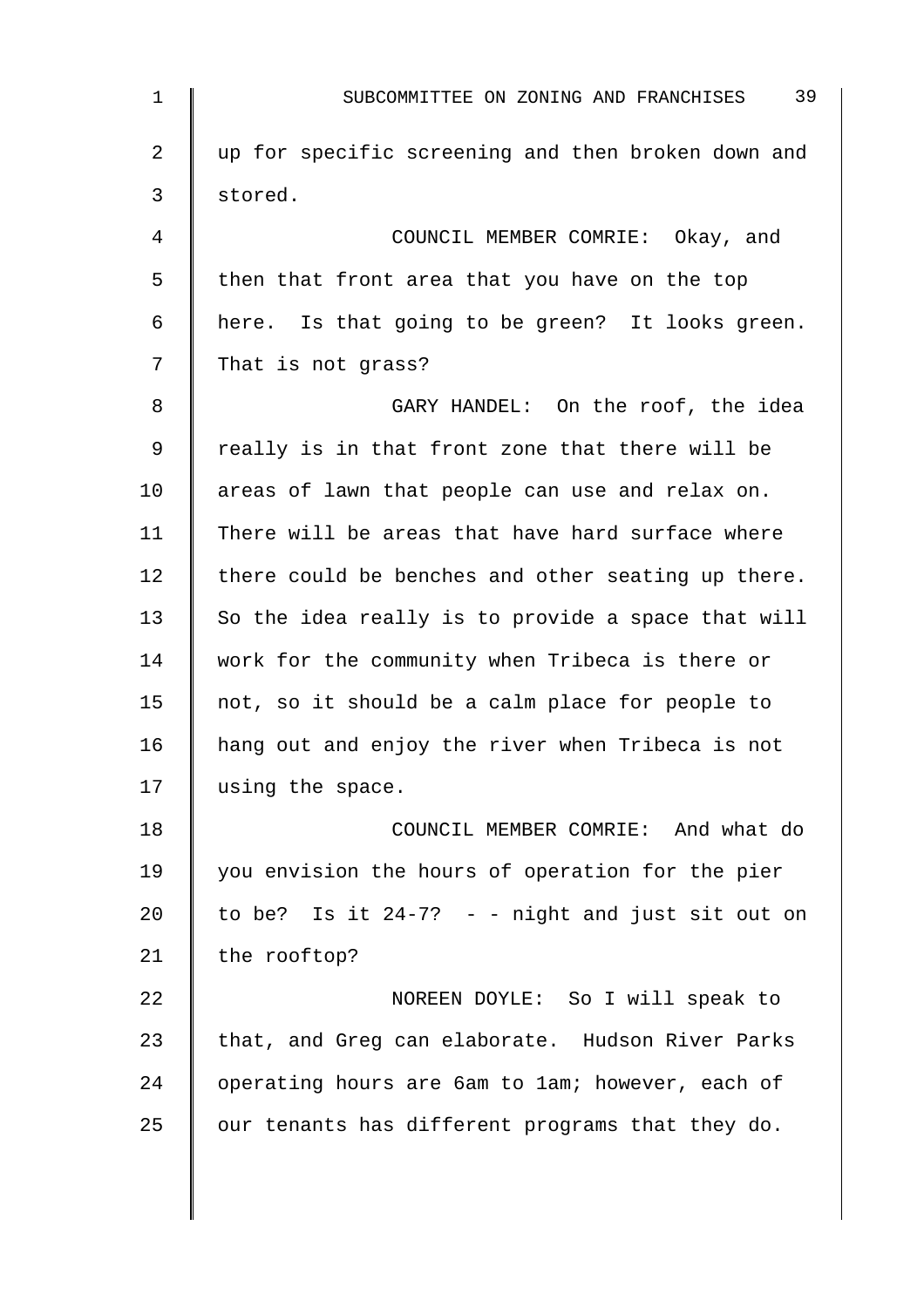up for specific screening and then broken down and stored.

COUNCIL MEMBER COMRIE: Okay, and then that front area that you have on the top here. Is that going to be green? It looks green. That is not grass?

GARY HANDEL: On the roof, the idea really is in that front zone that there will be areas of lawn that people can use and relax on. There will be areas that have hard surface where there could be benches and other seating up there. So the idea really is to provide a space that will work for the community when Tribeca is there or not, so it should be a calm place for people to hang out and enjoy the river when Tribeca is not using the space.

COUNCIL MEMBER COMRIE: And what do you envision the hours of operation for the pier to be? Is it 24-7? - - night and just sit out on the rooftop?

NOREEN DOYLE: So I will speak to that, and Greg can elaborate. Hudson River Parks operating hours are 6am to 1am; however, each of our tenants has different programs that they do.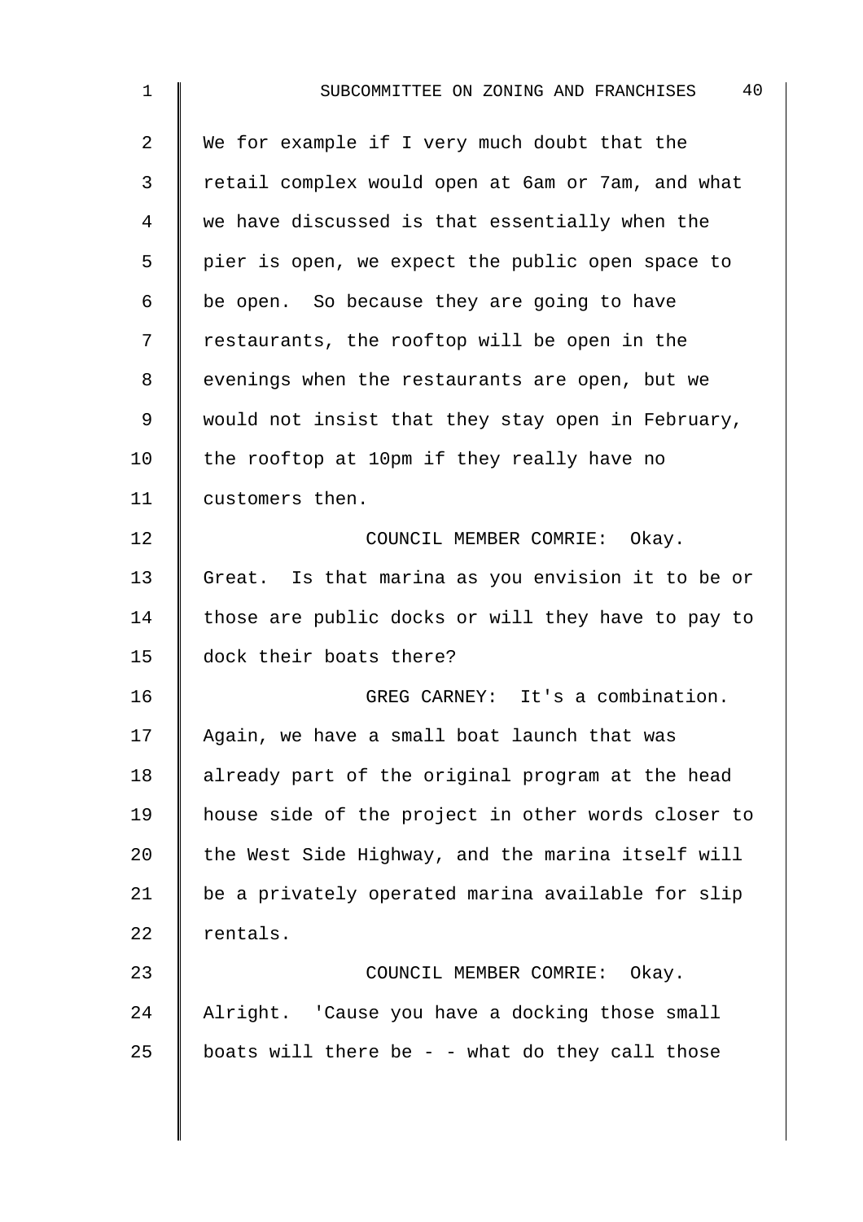We for example if I very much doubt that the retail complex would open at 6am or 7am, and what we have discussed is that essentially when the pier is open, we expect the public open space to be open. So because they are going to have restaurants, the rooftop will be open in the evenings when the restaurants are open, but we would not insist that they stay open in February, the rooftop at 10pm if they really have no customers then.

COUNCIL MEMBER COMRIE: Okay. Great. Is that marina as you envision it to be or those are public docks or will they have to pay to dock their boats there?

GREG CARNEY: It's a combination. Again, we have a small boat launch that was already part of the original program at the head house side of the project in other words closer to the West Side Highway, and the marina itself will be a privately operated marina available for slip rentals.

COUNCIL MEMBER COMRIE: Okay. Alright. 'Cause you have a docking those small boats will there be - - what do they call those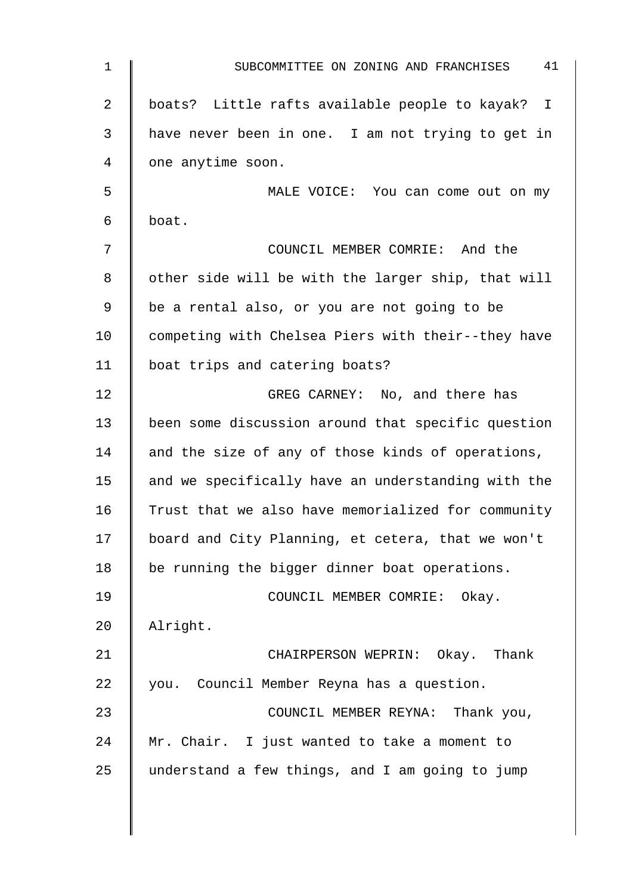boats? Little rafts available people to kayak? I have never been in one. I am not trying to get in one anytime soon.

MALE VOICE: You can come out on my boat.

COUNCIL MEMBER COMRIE: And the other side will be with the larger ship, that will be a rental also, or you are not going to be competing with Chelsea Piers with their--they have boat trips and catering boats?

GREG CARNEY: No, and there has been some discussion around that specific question and the size of any of those kinds of operations, and we specifically have an understanding with the Trust that we also have memorialized for community board and City Planning, et cetera, that we won't be running the bigger dinner boat operations.

COUNCIL MEMBER COMRIE: Okay. Alright.

CHAIRPERSON WEPRIN: Okay. Thank you. Council Member Reyna has a question.

COUNCIL MEMBER REYNA: Thank you, Mr. Chair. I just wanted to take a moment to understand a few things, and I am going to jump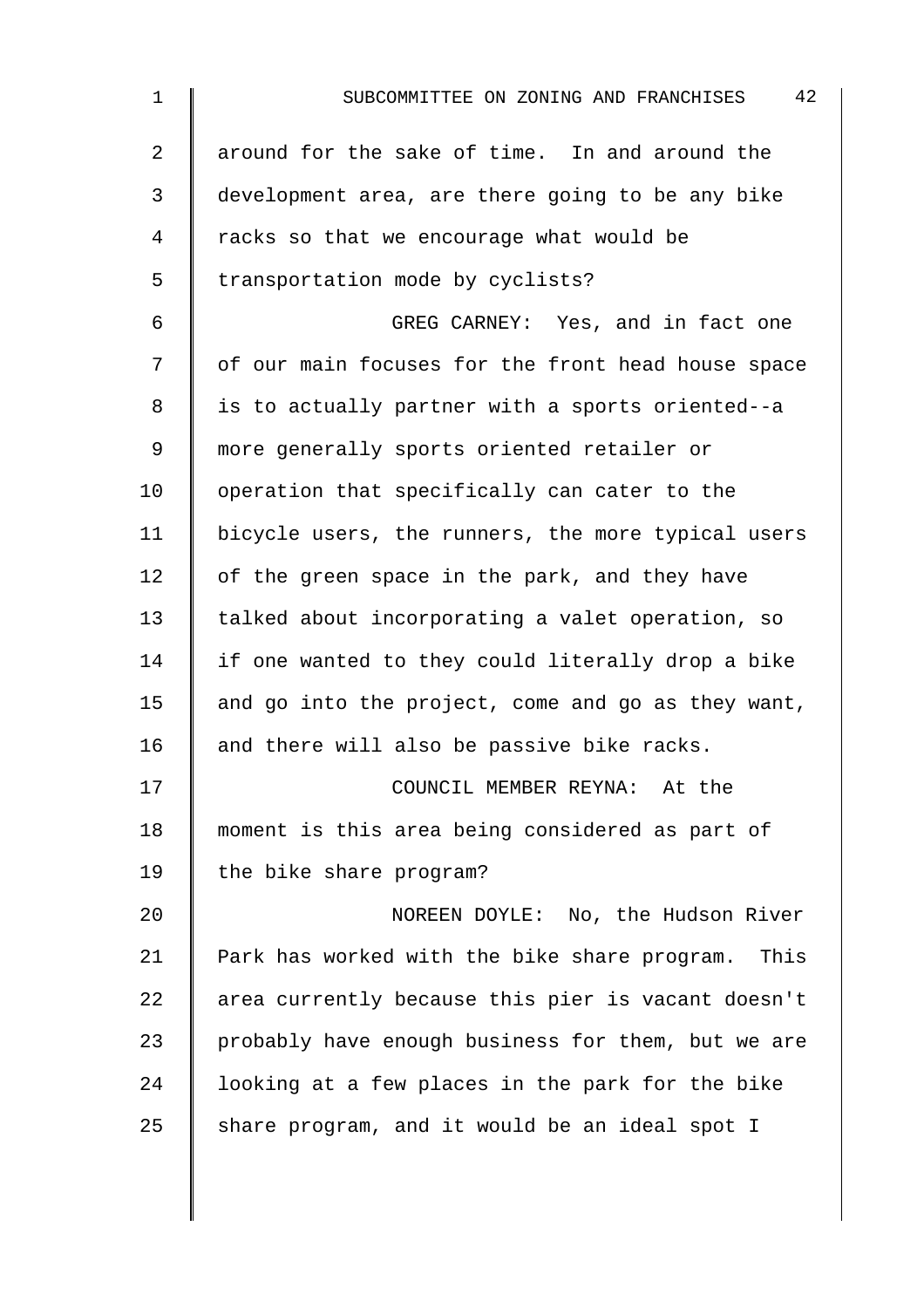around for the sake of time. In and around the development area, are there going to be any bike racks so that we encourage what would be transportation mode by cyclists?

GREG CARNEY: Yes, and in fact one of our main focuses for the front head house space is to actually partner with a sports oriented--a more generally sports oriented retailer or operation that specifically can cater to the bicycle users, the runners, the more typical users of the green space in the park, and they have talked about incorporating a valet operation, so if one wanted to they could literally drop a bike and go into the project, come and go as they want, and there will also be passive bike racks.

COUNCIL MEMBER REYNA: At the moment is this area being considered as part of the bike share program?

NOREEN DOYLE: No, the Hudson River Park has worked with the bike share program. This area currently because this pier is vacant doesn't probably have enough business for them, but we are looking at a few places in the park for the bike share program, and it would be an ideal spot I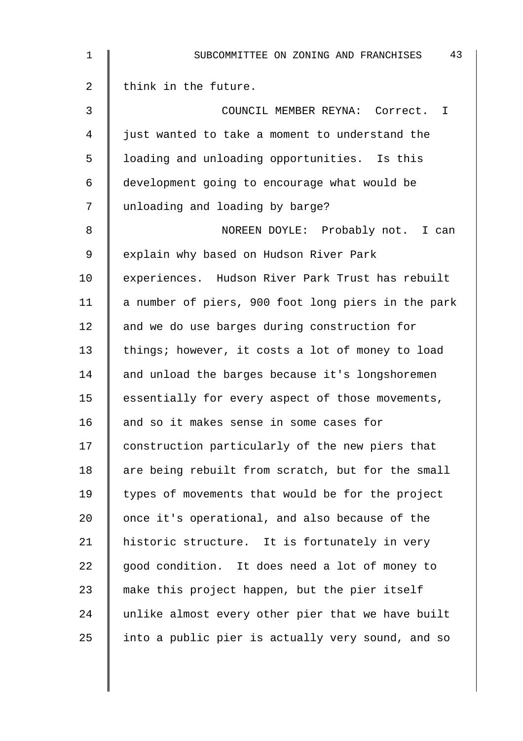think in the future.

COUNCIL MEMBER REYNA: Correct. I just wanted to take a moment to understand the loading and unloading opportunities. Is this development going to encourage what would be unloading and loading by barge?

NOREEN DOYLE: Probably not. I can explain why based on Hudson River Park experiences. Hudson River Park Trust has rebuilt a number of piers, 900 foot long piers in the park and we do use barges during construction for things; however, it costs a lot of money to load and unload the barges because it's longshoremen essentially for every aspect of those movements, and so it makes sense in some cases for construction particularly of the new piers that are being rebuilt from scratch, but for the small types of movements that would be for the project once it's operational, and also because of the historic structure. It is fortunately in very good condition. It does need a lot of money to make this project happen, but the pier itself unlike almost every other pier that we have built into a public pier is actually very sound, and so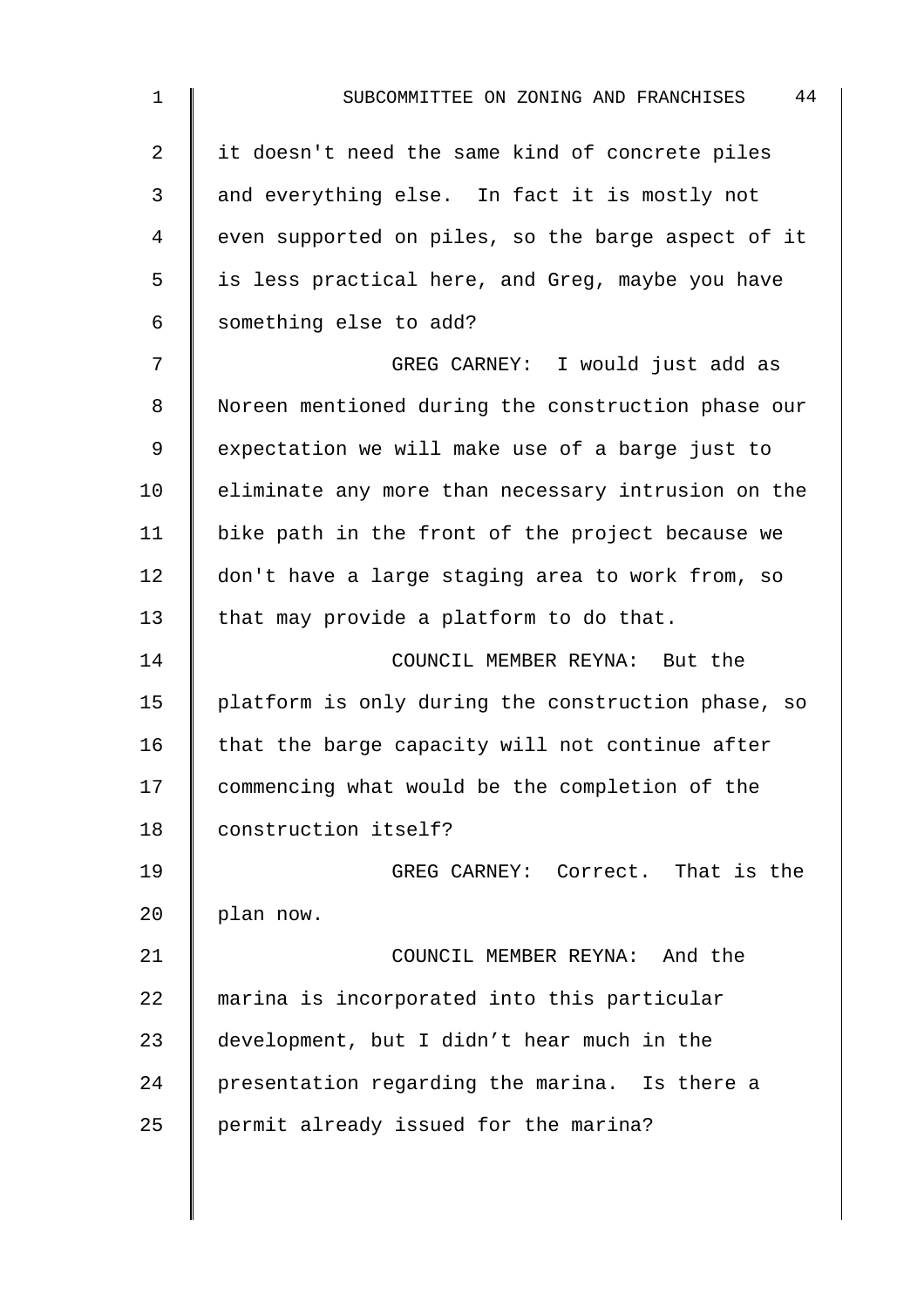it doesn't need the same kind of concrete piles and everything else. In fact it is mostly not even supported on piles, so the barge aspect of it is less practical here, and Greg, maybe you have something else to add?

GREG CARNEY: I would just add as Noreen mentioned during the construction phase our expectation we will make use of a barge just to eliminate any more than necessary intrusion on the bike path in the front of the project because we don't have a large staging area to work from, so that may provide a platform to do that.

COUNCIL MEMBER REYNA: But the platform is only during the construction phase, so that the barge capacity will not continue after commencing what would be the completion of the construction itself?

GREG CARNEY: Correct. That is the plan now.

COUNCIL MEMBER REYNA: And the marina is incorporated into this particular development, but I didn't hear much in the presentation regarding the marina. Is there a permit already issued for the marina?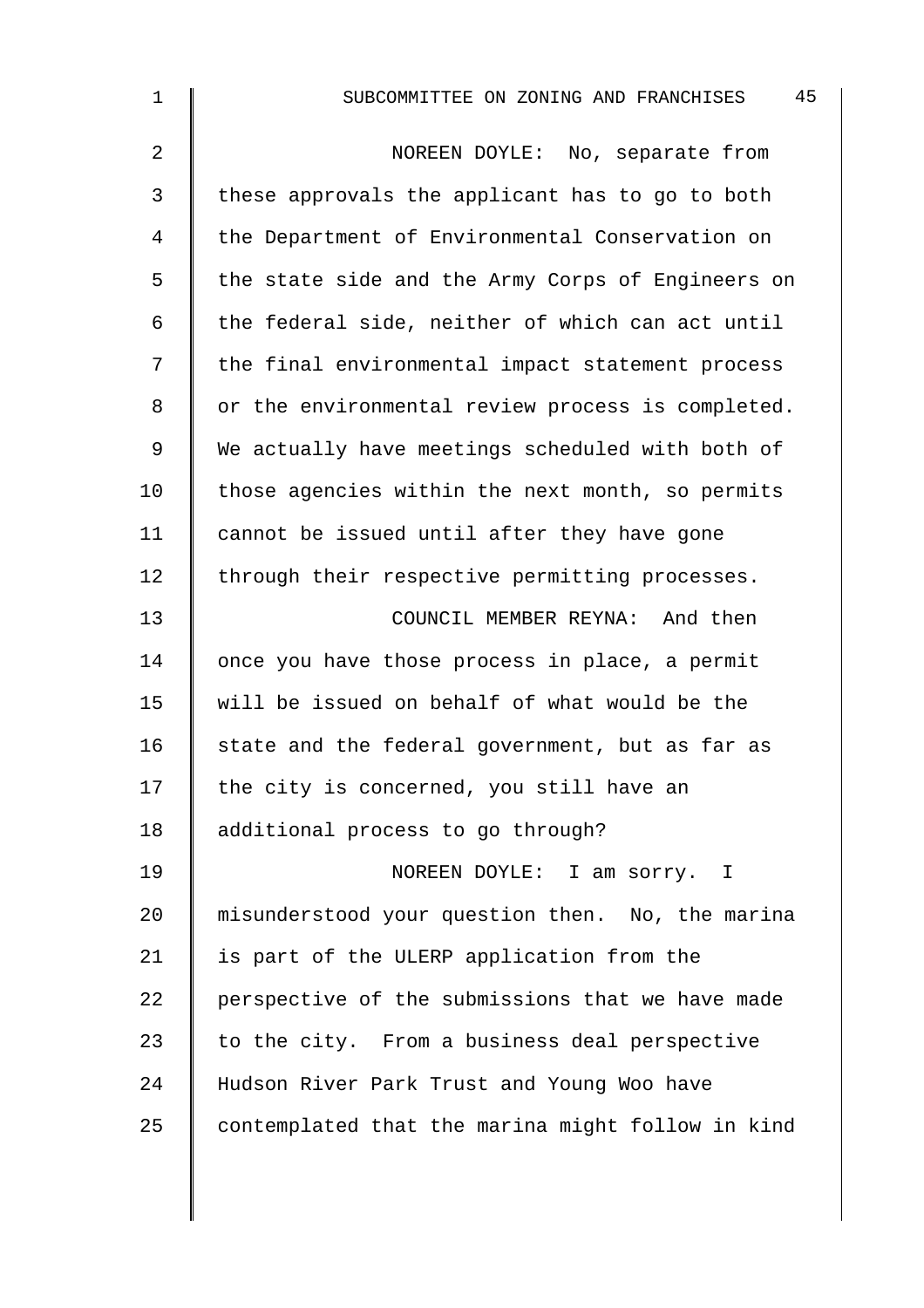NOREEN DOYLE: No, separate from these approvals the applicant has to go to both the Department of Environmental Conservation on the state side and the Army Corps of Engineers on the federal side, neither of which can act until the final environmental impact statement process or the environmental review process is completed. We actually have meetings scheduled with both of those agencies within the next month, so permits cannot be issued until after they have gone through their respective permitting processes.

COUNCIL MEMBER REYNA: And then once you have those process in place, a permit will be issued on behalf of what would be the state and the federal government, but as far as the city is concerned, you still have an additional process to go through?

NOREEN DOYLE: I am sorry. I misunderstood your question then. No, the marina is part of the ULERP application from the perspective of the submissions that we have made to the city. From a business deal perspective Hudson River Park Trust and Young Woo have contemplated that the marina might follow in kind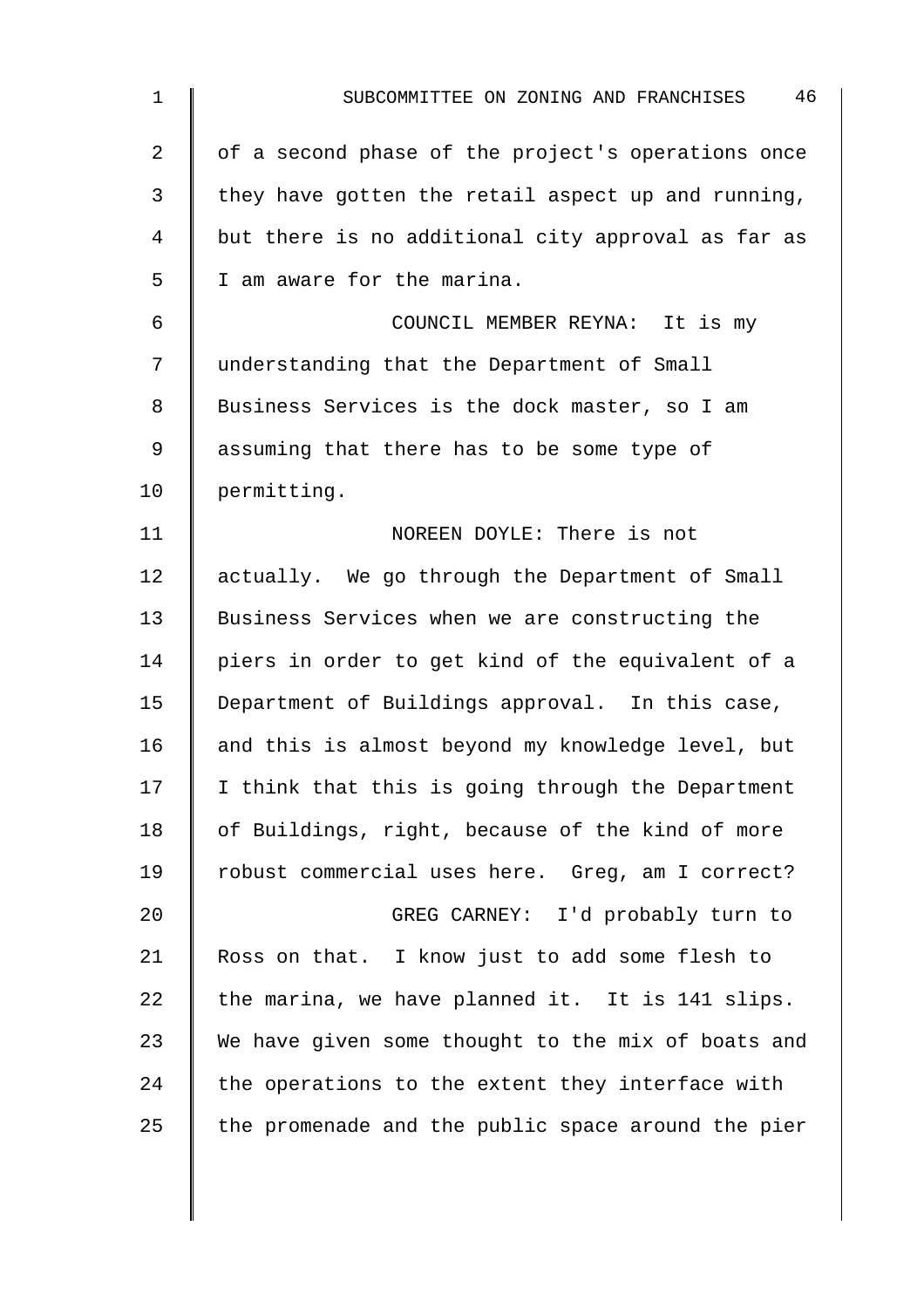of a second phase of the project's operations once they have gotten the retail aspect up and running, but there is no additional city approval as far as I am aware for the marina.

COUNCIL MEMBER REYNA: It is my understanding that the Department of Small Business Services is the dock master, so I am assuming that there has to be some type of permitting.

NOREEN DOYLE: There is not actually. We go through the Department of Small Business Services when we are constructing the piers in order to get kind of the equivalent of a Department of Buildings approval. In this case, and this is almost beyond my knowledge level, but I think that this is going through the Department of Buildings, right, because of the kind of more robust commercial uses here. Greg, am I correct?

GREG CARNEY: I'd probably turn to Ross on that. I know just to add some flesh to the marina, we have planned it. It is 141 slips. We have given some thought to the mix of boats and the operations to the extent they interface with the promenade and the public space around the pier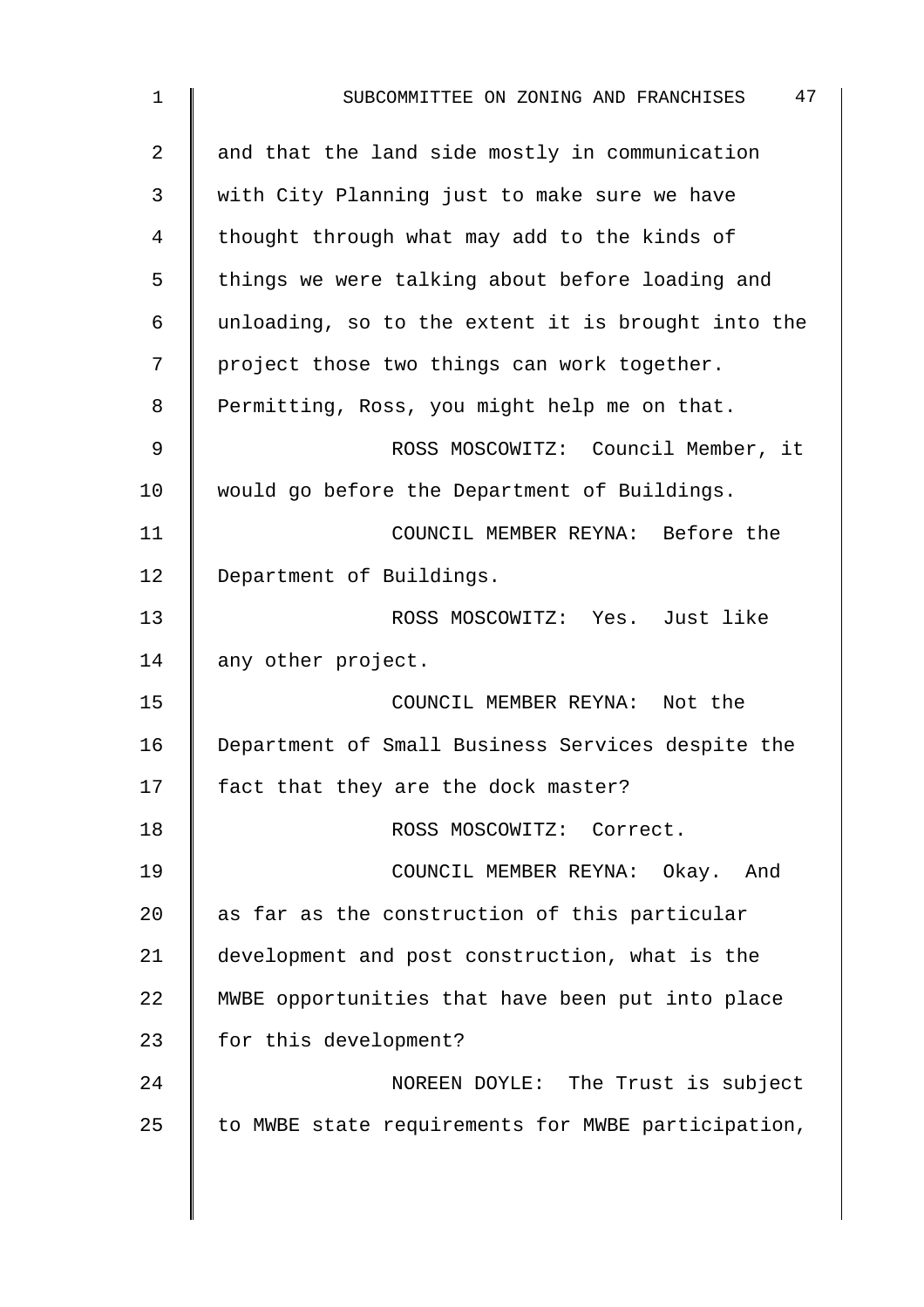and that the land side mostly in communication with City Planning just to make sure we have thought through what may add to the kinds of things we were talking about before loading and unloading, so to the extent it is brought into the project those two things can work together. Permitting, Ross, you might help me on that.

ROSS MOSCOWITZ: Council Member, it would go before the Department of Buildings.

COUNCIL MEMBER REYNA: Before the Department of Buildings.

ROSS MOSCOWITZ: Yes. Just like any other project.

COUNCIL MEMBER REYNA: Not the Department of Small Business Services despite the fact that they are the dock master?

ROSS MOSCOWITZ: Correct.

COUNCIL MEMBER REYNA: Okay. And as far as the construction of this particular development and post construction, what is the MWBE opportunities that have been put into place for this development?

NOREEN DOYLE: The Trust is subject to MWBE state requirements for MWBE participation,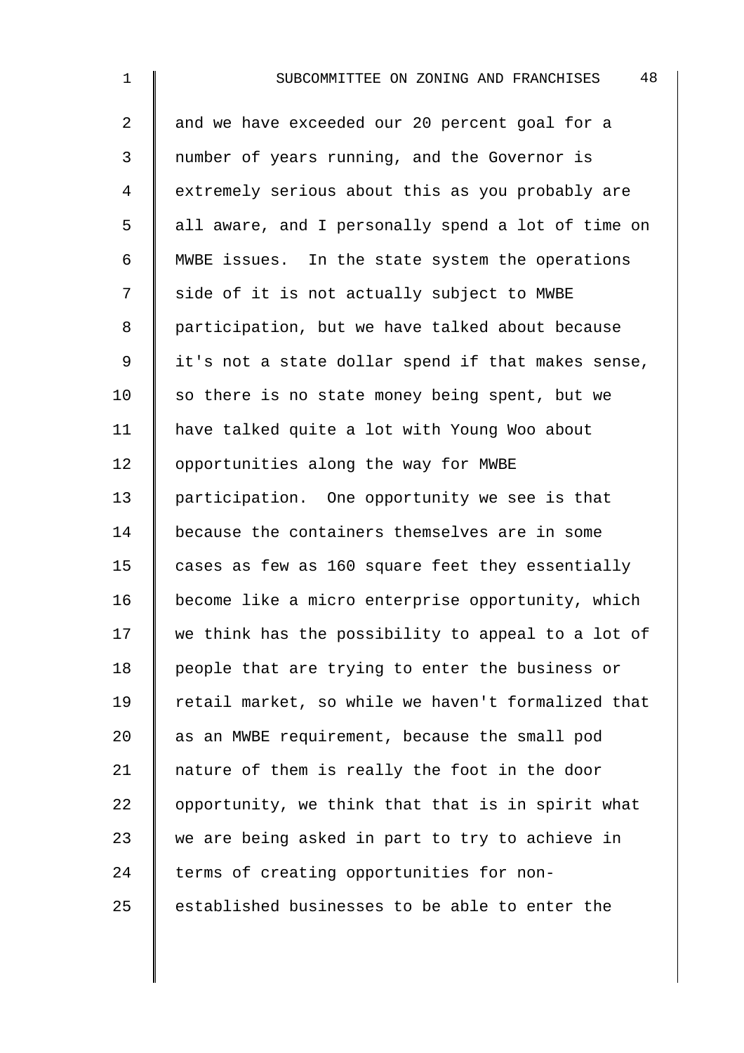and we have exceeded our 20 percent goal for a number of years running, and the Governor is extremely serious about this as you probably are all aware, and I personally spend a lot of time on MWBE issues. In the state system the operations side of it is not actually subject to MWBE participation, but we have talked about because it's not a state dollar spend if that makes sense, so there is no state money being spent, but we have talked quite a lot with Young Woo about opportunities along the way for MWBE participation. One opportunity we see is that because the containers themselves are in some cases as few as 160 square feet they essentially become like a micro enterprise opportunity, which we think has the possibility to appeal to a lot of people that are trying to enter the business or retail market, so while we haven't formalized that as an MWBE requirement, because the small pod nature of them is really the foot in the door opportunity, we think that that is in spirit what we are being asked in part to try to achieve in terms of creating opportunities for non-established businesses to be able to enter the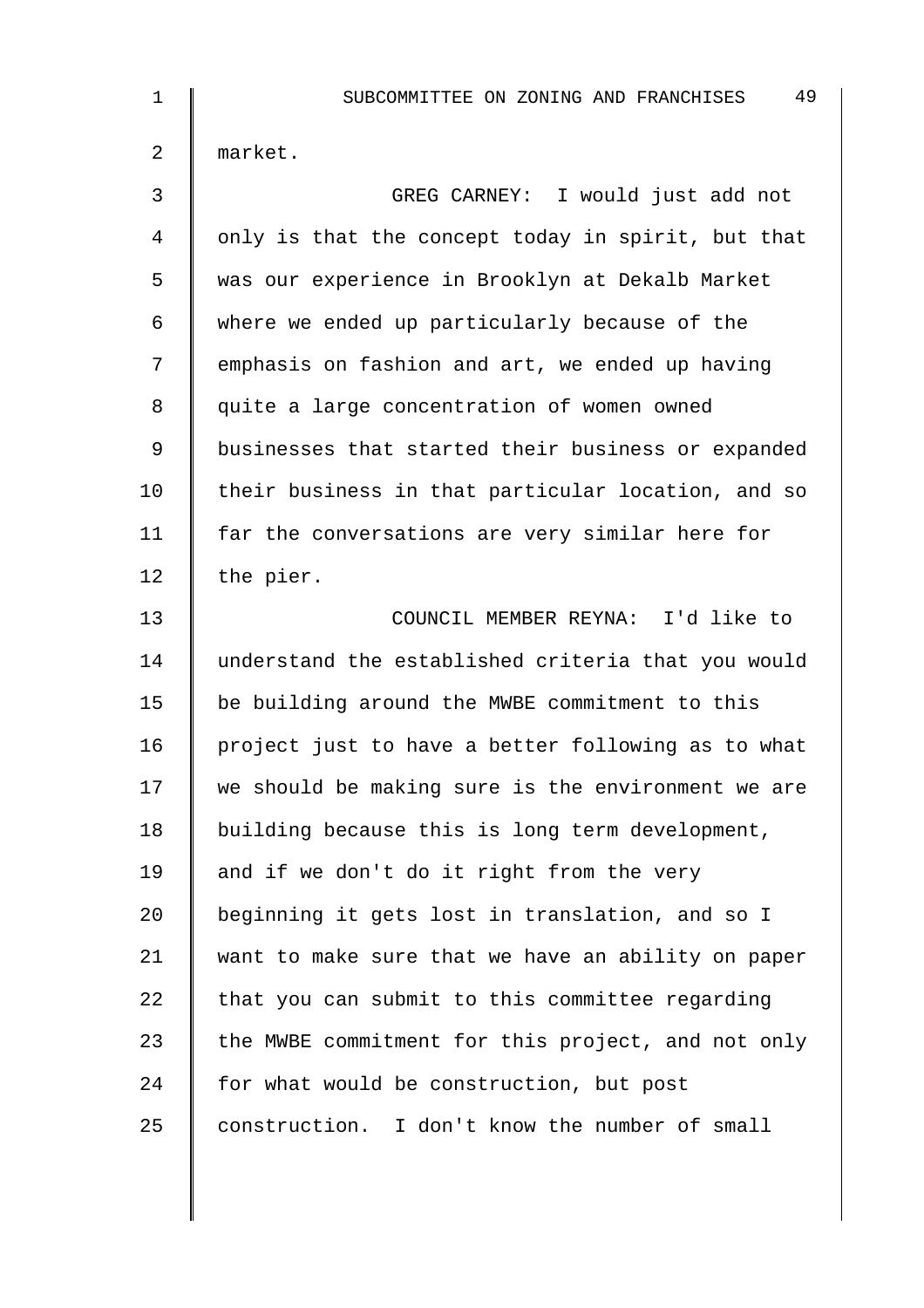market.

GREG CARNEY: I would just add not only is that the concept today in spirit, but that was our experience in Brooklyn at Dekalb Market where we ended up particularly because of the emphasis on fashion and art, we ended up having quite a large concentration of women owned businesses that started their business or expanded their business in that particular location, and so far the conversations are very similar here for the pier.

COUNCIL MEMBER REYNA: I'd like to understand the established criteria that you would be building around the MWBE commitment to this project just to have a better following as to what we should be making sure is the environment we are building because this is long term development, and if we don't do it right from the very beginning it gets lost in translation, and so I want to make sure that we have an ability on paper that you can submit to this committee regarding the MWBE commitment for this project, and not only for what would be construction, but post construction. I don't know the number of small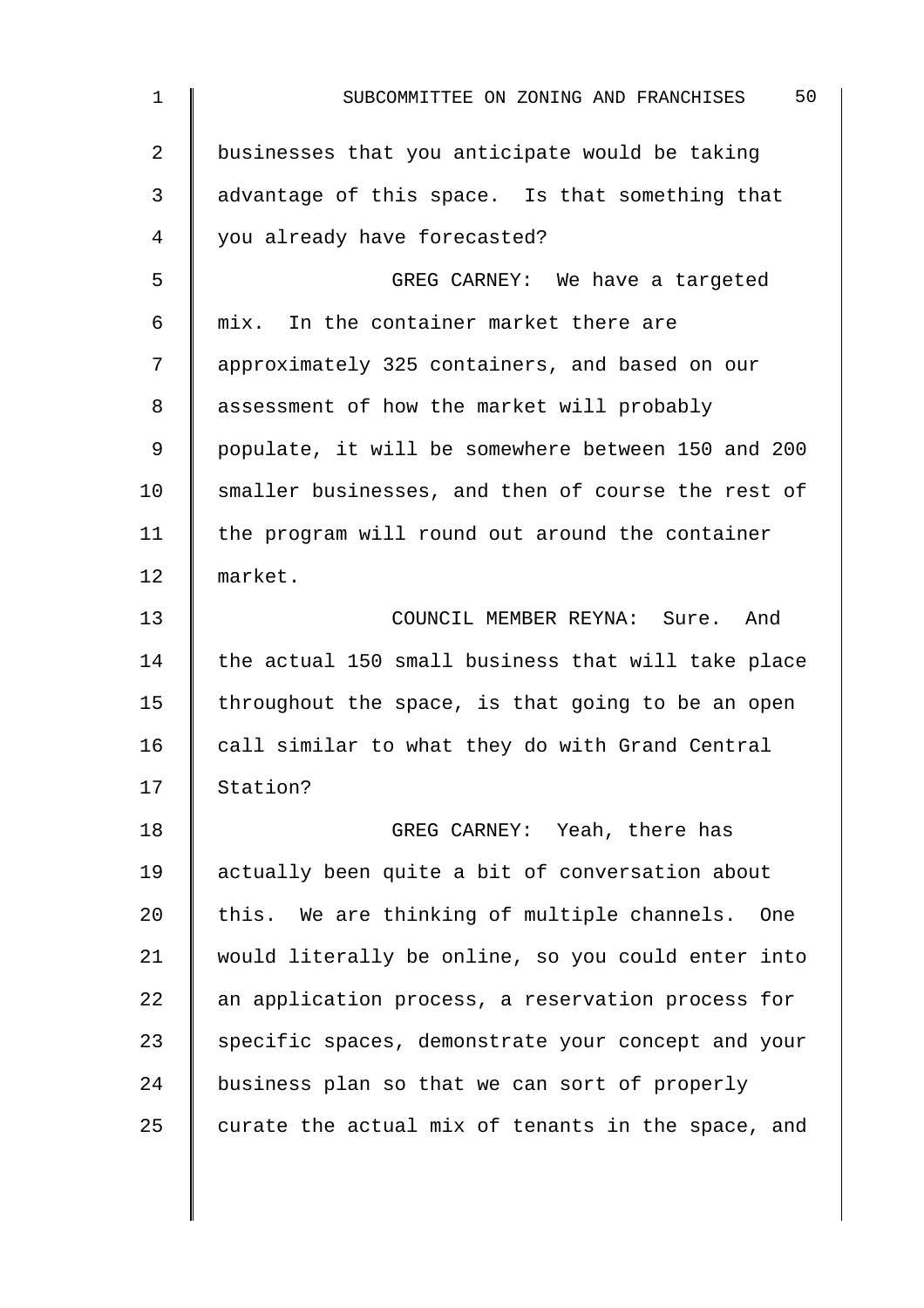businesses that you anticipate would be taking advantage of this space. Is that something that you already have forecasted?

GREG CARNEY: We have a targeted mix. In the container market there are approximately 325 containers, and based on our assessment of how the market will probably populate, it will be somewhere between 150 and 200 smaller businesses, and then of course the rest of the program will round out around the container market.

COUNCIL MEMBER REYNA: Sure. And the actual 150 small business that will take place throughout the space, is that going to be an open call similar to what they do with Grand Central Station?

GREG CARNEY: Yeah, there has actually been quite a bit of conversation about this. We are thinking of multiple channels. One would literally be online, so you could enter into an application process, a reservation process for specific spaces, demonstrate your concept and your business plan so that we can sort of properly curate the actual mix of tenants in the space, and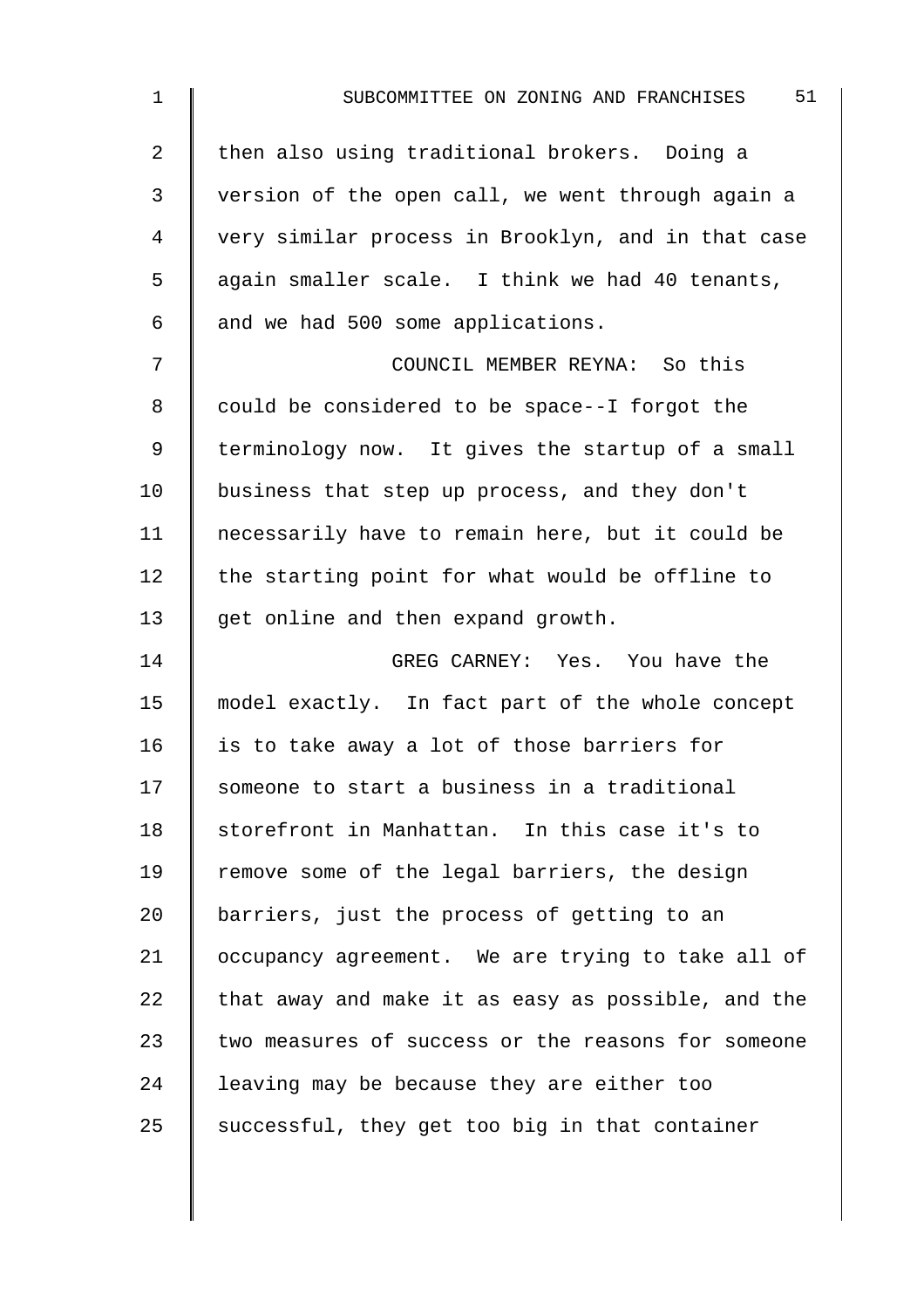then also using traditional brokers. Doing a version of the open call, we went through again a very similar process in Brooklyn, and in that case again smaller scale. I think we had 40 tenants, and we had 500 some applications.

COUNCIL MEMBER REYNA: So this could be considered to be space--I forgot the terminology now. It gives the startup of a small business that step up process, and they don't necessarily have to remain here, but it could be the starting point for what would be offline to get online and then expand growth.

GREG CARNEY: Yes. You have the model exactly. In fact part of the whole concept is to take away a lot of those barriers for someone to start a business in a traditional storefront in Manhattan. In this case it's to remove some of the legal barriers, the design barriers, just the process of getting to an occupancy agreement. We are trying to take all of that away and make it as easy as possible, and the two measures of success or the reasons for someone leaving may be because they are either too successful, they get too big in that container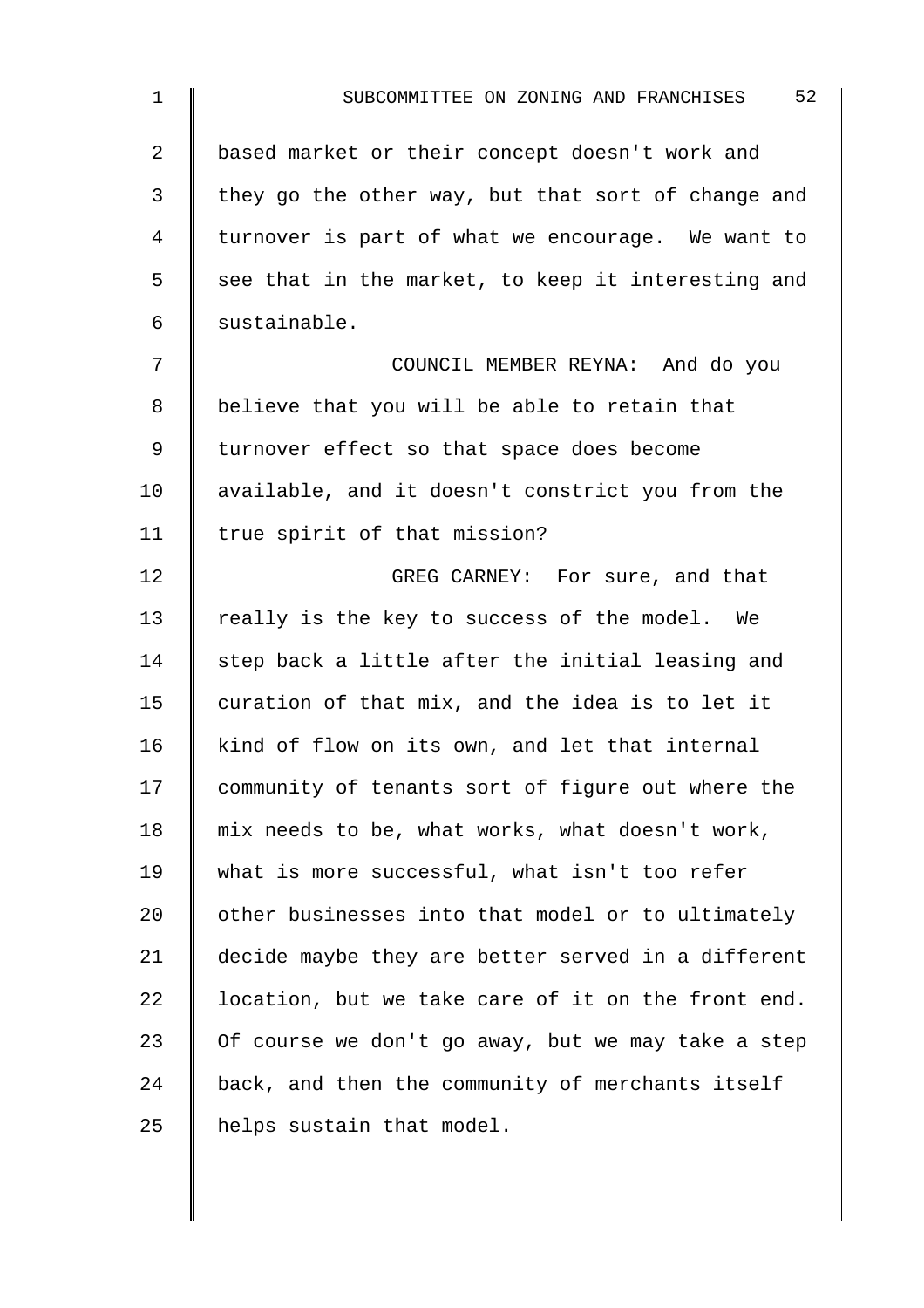based market or their concept doesn't work and they go the other way, but that sort of change and turnover is part of what we encourage. We want to see that in the market, to keep it interesting and sustainable.

COUNCIL MEMBER REYNA: And do you believe that you will be able to retain that turnover effect so that space does become available, and it doesn't constrict you from the true spirit of that mission?

GREG CARNEY: For sure, and that really is the key to success of the model. We step back a little after the initial leasing and curation of that mix, and the idea is to let it kind of flow on its own, and let that internal community of tenants sort of figure out where the mix needs to be, what works, what doesn't work, what is more successful, what isn't too refer other businesses into that model or to ultimately decide maybe they are better served in a different location, but we take care of it on the front end. Of course we don't go away, but we may take a step back, and then the community of merchants itself helps sustain that model.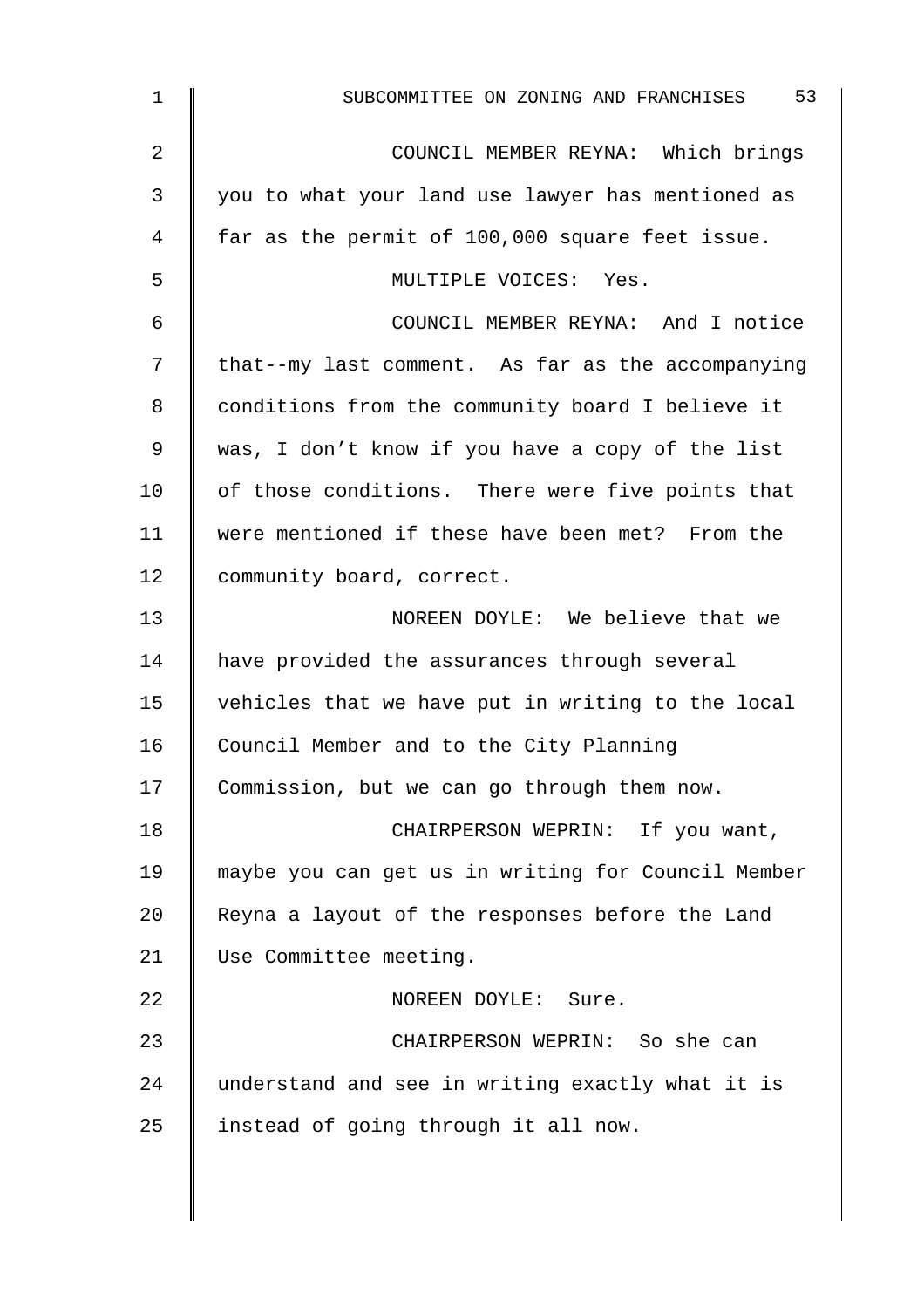COUNCIL MEMBER REYNA: Which brings you to what your land use lawyer has mentioned as far as the permit of 100,000 square feet issue.

MULTIPLE VOICES: Yes.

COUNCIL MEMBER REYNA: And I notice that--my last comment. As far as the accompanying conditions from the community board I believe it was, I don't know if you have a copy of the list of those conditions. There were five points that were mentioned if these have been met? From the community board, correct.

NOREEN DOYLE: We believe that we have provided the assurances through several vehicles that we have put in writing to the local Council Member and to the City Planning Commission, but we can go through them now.

CHAIRPERSON WEPRIN: If you want, maybe you can get us in writing for Council Member Reyna a layout of the responses before the Land Use Committee meeting.

NOREEN DOYLE: Sure.

CHAIRPERSON WEPRIN: So she can understand and see in writing exactly what it is instead of going through it all now.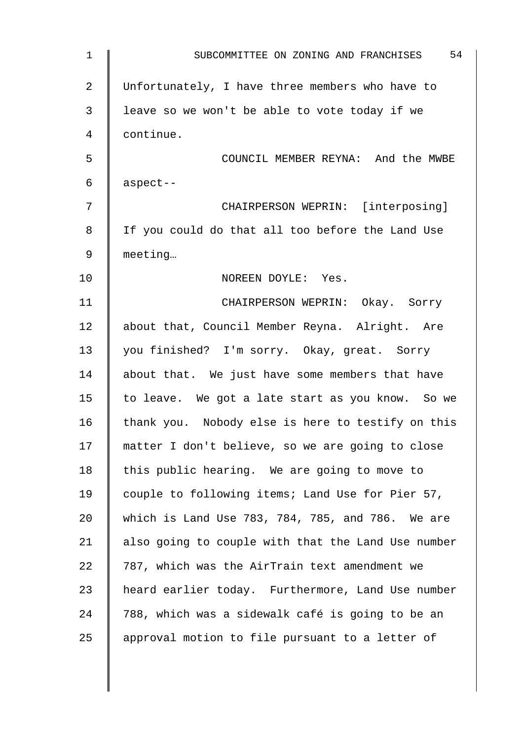Unfortunately, I have three members who have to leave so we won't be able to vote today if we continue.

COUNCIL MEMBER REYNA: And the MWBE aspect--

CHAIRPERSON WEPRIN: [interposing] If you could do that all too before the Land Use meeting…

NOREEN DOYLE: Yes.

CHAIRPERSON WEPRIN: Okay. Sorry about that, Council Member Reyna. Alright. Are you finished? I'm sorry. Okay, great. Sorry about that. We just have some members that have to leave. We got a late start as you know. So we thank you. Nobody else is here to testify on this matter I don't believe, so we are going to close this public hearing. We are going to move to couple to following items; Land Use for Pier 57, which is Land Use 783, 784, 785, and 786. We are also going to couple with that the Land Use number 787, which was the AirTrain text amendment we heard earlier today. Furthermore, Land Use number 788, which was a sidewalk café is going to be an approval motion to file pursuant to a letter of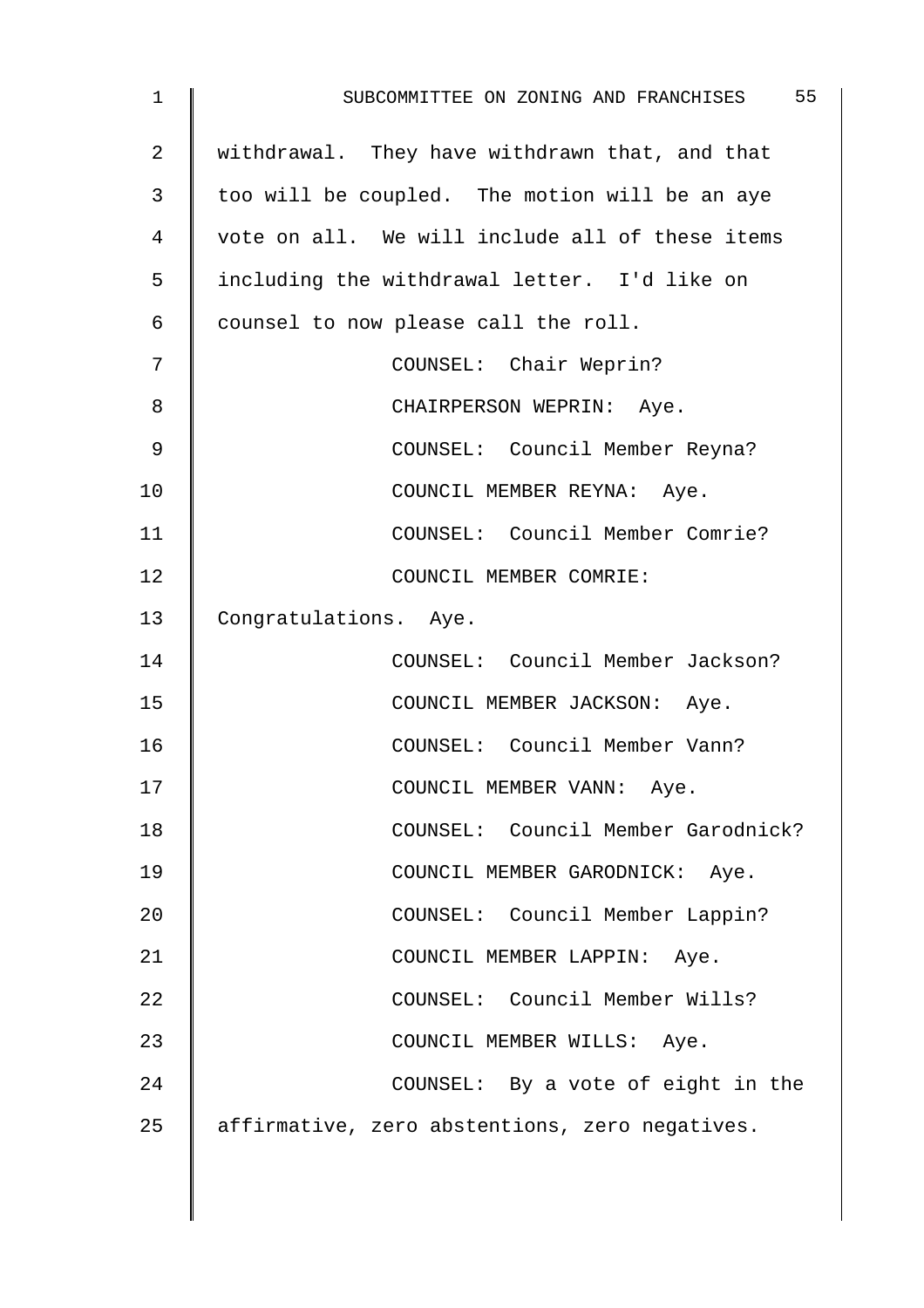withdrawal. They have withdrawn that, and that too will be coupled. The motion will be an aye vote on all. We will include all of these items including the withdrawal letter. I'd like on counsel to now please call the roll.

COUNSEL: Chair Weprin?

CHAIRPERSON WEPRIN: Aye.

COUNSEL: Council Member Reyna?

COUNCIL MEMBER REYNA: Aye.

COUNSEL: Council Member Comrie?

COUNCIL MEMBER COMRIE: Congratulations. Aye.

COUNSEL: Council Member Jackson?

COUNCIL MEMBER JACKSON: Aye.

COUNSEL: Council Member Vann?

COUNCIL MEMBER VANN: Aye.

COUNSEL: Council Member Garodnick?

COUNCIL MEMBER GARODNICK: Aye.

COUNSEL: Council Member Lappin?

COUNCIL MEMBER LAPPIN: Aye.

COUNSEL: Council Member Wills?

COUNCIL MEMBER WILLS: Aye.

COUNSEL: By a vote of eight in the affirmative, zero abstentions, zero negatives.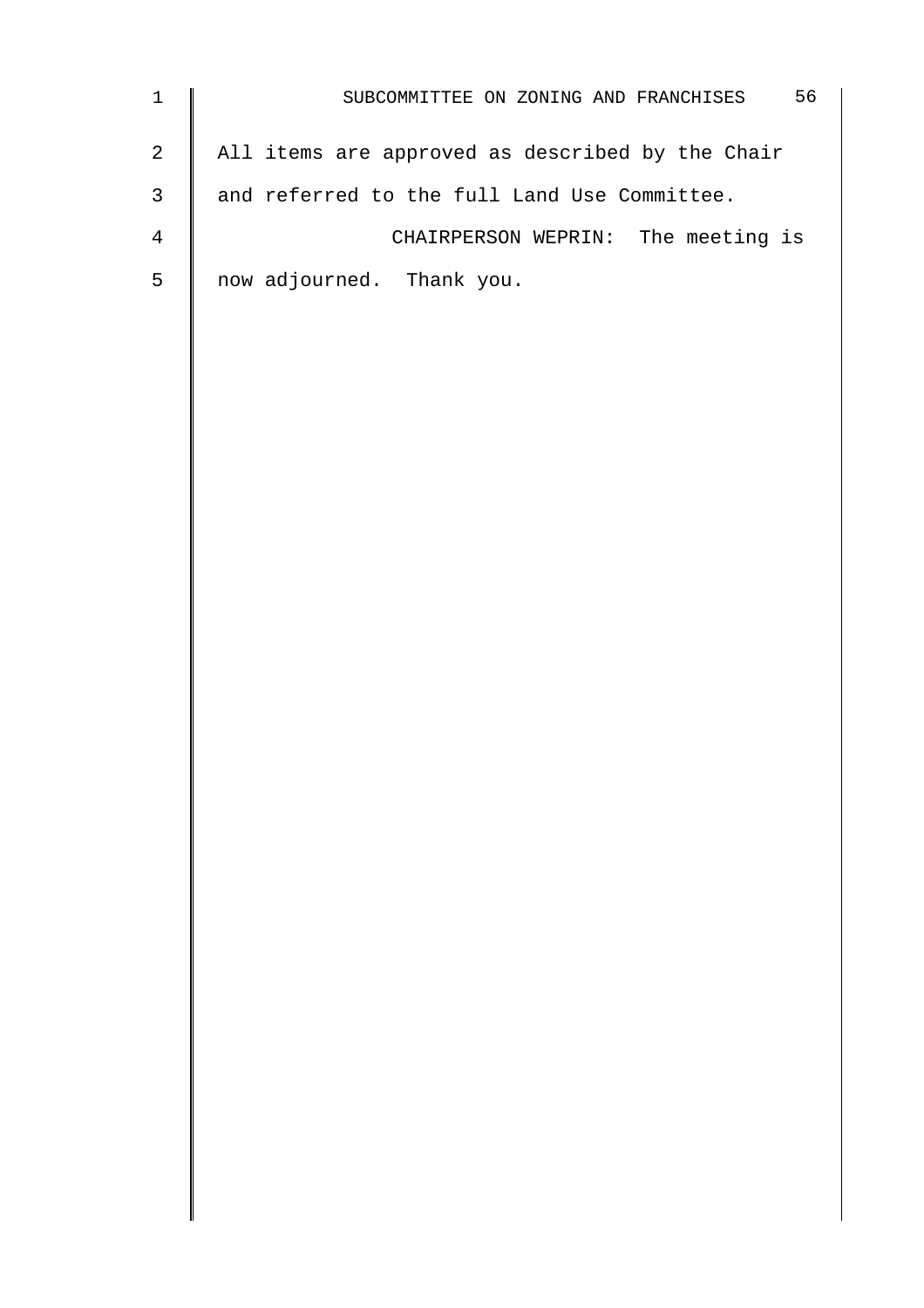All items are approved as described by the Chair and referred to the full Land Use Committee.

CHAIRPERSON WEPRIN: The meeting is now adjourned. Thank you.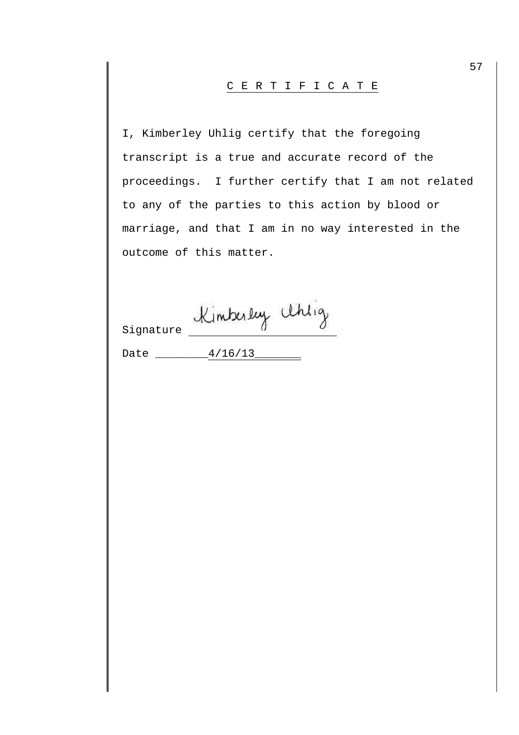# C E R T I F I C A T E

I, Kimberley Uhlig certify that the foregoing transcript is a true and accurate record of the proceedings. I further certify that I am not related to any of the parties to this action by blood or marriage, and that I am in no way interested in the outcome of this matter.

Signature Kimberley Uhlig

Date 4/16/13